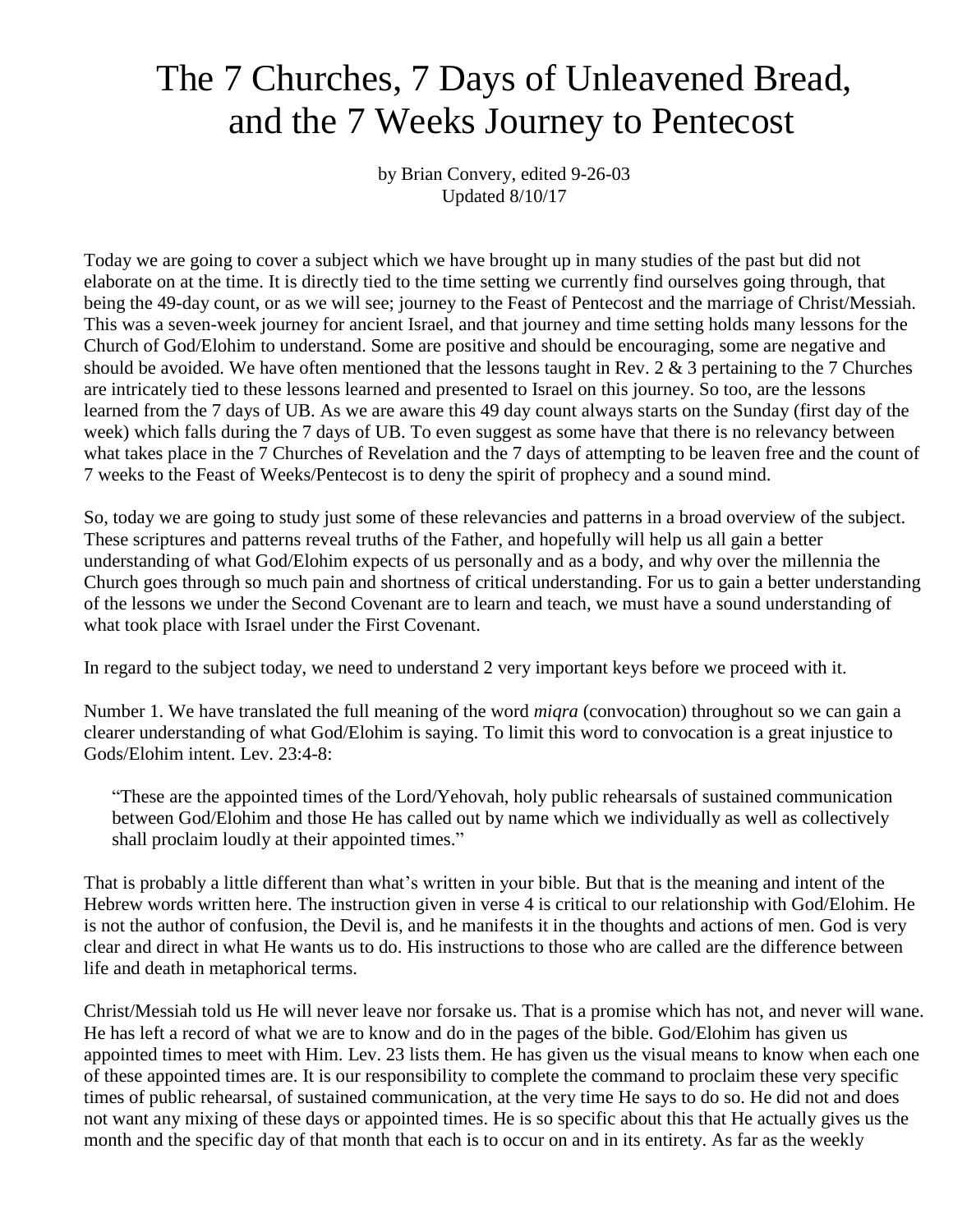# The 7 Churches, 7 Days of Unleavened Bread, and the 7 Weeks Journey to Pentecost

by Brian Convery, edited 9-26-03
Updated 8/10/17

Today we are going to cover a subject which we have brought up in many studies of the past but did not elaborate on at the time. It is directly tied to the time setting we currently find ourselves going through, that being the 49-day count, or as we will see; journey to the Feast of Pentecost and the marriage of Christ/Messiah. This was a seven-week journey for ancient Israel, and that journey and time setting holds many lessons for the Church of God/Elohim to understand. Some are positive and should be encouraging, some are negative and should be avoided. We have often mentioned that the lessons taught in Rev. 2 & 3 pertaining to the 7 Churches are intricately tied to these lessons learned and presented to Israel on this journey. So too, are the lessons learned from the 7 days of UB. As we are aware this 49 day count always starts on the Sunday (first day of the week) which falls during the 7 days of UB. To even suggest as some have that there is no relevancy between what takes place in the 7 Churches of Revelation and the 7 days of attempting to be leaven free and the count of 7 weeks to the Feast of Weeks/Pentecost is to deny the spirit of prophecy and a sound mind.

So, today we are going to study just some of these relevancies and patterns in a broad overview of the subject. These scriptures and patterns reveal truths of the Father, and hopefully will help us all gain a better understanding of what God/Elohim expects of us personally and as a body, and why over the millennia the Church goes through so much pain and shortness of critical understanding. For us to gain a better understanding of the lessons we under the Second Covenant are to learn and teach, we must have a sound understanding of what took place with Israel under the First Covenant.

In regard to the subject today, we need to understand 2 very important keys before we proceed with it.

Number 1. We have translated the full meaning of the word *miqra* (convocation) throughout so we can gain a clearer understanding of what God/Elohim is saying. To limit this word to convocation is a great injustice to Gods/Elohim intent. Lev. 23:4-8:

> "These are the appointed times of the Lord/Yehovah, holy public rehearsals of sustained communication between God/Elohim and those He has called out by name which we individually as well as collectively shall proclaim loudly at their appointed times."

That is probably a little different than what's written in your bible. But that is the meaning and intent of the Hebrew words written here. The instruction given in verse 4 is critical to our relationship with God/Elohim. He is not the author of confusion, the Devil is, and he manifests it in the thoughts and actions of men. God is very clear and direct in what He wants us to do. His instructions to those who are called are the difference between life and death in metaphorical terms.

Christ/Messiah told us He will never leave nor forsake us. That is a promise which has not, and never will wane. He has left a record of what we are to know and do in the pages of the bible. God/Elohim has given us appointed times to meet with Him. Lev. 23 lists them. He has given us the visual means to know when each one of these appointed times are. It is our responsibility to complete the command to proclaim these very specific times of public rehearsal, of sustained communication, at the very time He says to do so. He did not and does not want any mixing of these days or appointed times. He is so specific about this that He actually gives us the month and the specific day of that month that each is to occur on and in its entirety. As far as the weekly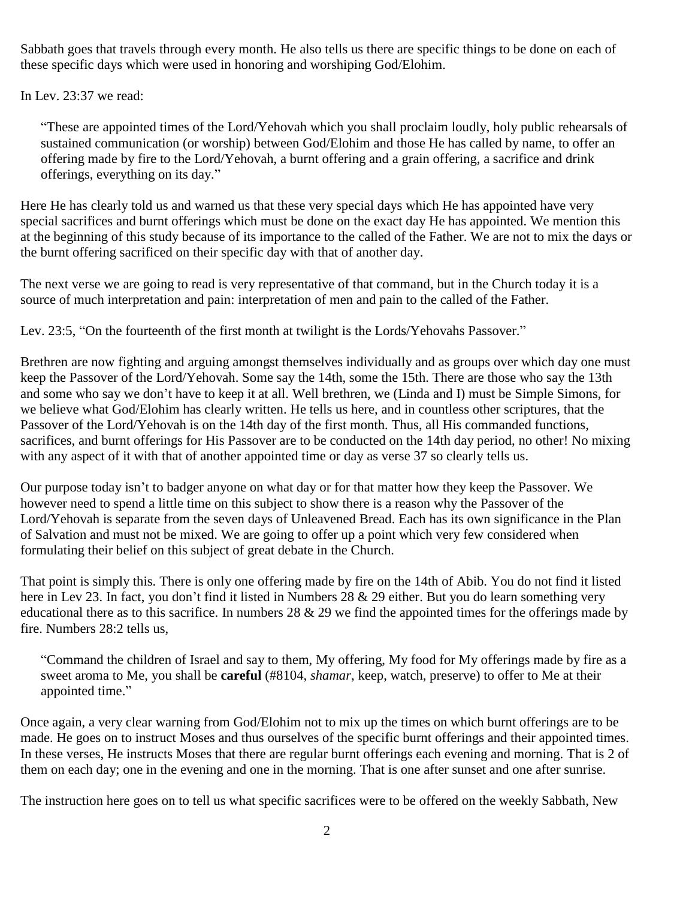Sabbath goes that travels through every month. He also tells us there are specific things to be done on each of these specific days which were used in honoring and worshiping God/Elohim.

In Lev. 23:37 we read:

> "These are appointed times of the Lord/Yehovah which you shall proclaim loudly, holy public rehearsals of sustained communication (or worship) between God/Elohim and those He has called by name, to offer an offering made by fire to the Lord/Yehovah, a burnt offering and a grain offering, a sacrifice and drink offerings, everything on its day."

Here He has clearly told us and warned us that these very special days which He has appointed have very special sacrifices and burnt offerings which must be done on the exact day He has appointed. We mention this at the beginning of this study because of its importance to the called of the Father. We are not to mix the days or the burnt offering sacrificed on their specific day with that of another day.

The next verse we are going to read is very representative of that command, but in the Church today it is a source of much interpretation and pain: interpretation of men and pain to the called of the Father.

Lev. 23:5, "On the fourteenth of the first month at twilight is the Lords/Yehovahs Passover."

Brethren are now fighting and arguing amongst themselves individually and as groups over which day one must keep the Passover of the Lord/Yehovah. Some say the 14th, some the 15th. There are those who say the 13th and some who say we don't have to keep it at all. Well brethren, we (Linda and I) must be Simple Simons, for we believe what God/Elohim has clearly written. He tells us here, and in countless other scriptures, that the Passover of the Lord/Yehovah is on the 14th day of the first month. Thus, all His commanded functions, sacrifices, and burnt offerings for His Passover are to be conducted on the 14th day period, no other! No mixing with any aspect of it with that of another appointed time or day as verse 37 so clearly tells us.

Our purpose today isn't to badger anyone on what day or for that matter how they keep the Passover. We however need to spend a little time on this subject to show there is a reason why the Passover of the Lord/Yehovah is separate from the seven days of Unleavened Bread. Each has its own significance in the Plan of Salvation and must not be mixed. We are going to offer up a point which very few considered when formulating their belief on this subject of great debate in the Church.

That point is simply this. There is only one offering made by fire on the 14th of Abib. You do not find it listed here in Lev 23. In fact, you don't find it listed in Numbers 28 & 29 either. But you do learn something very educational there as to this sacrifice. In numbers 28 & 29 we find the appointed times for the offerings made by fire. Numbers 28:2 tells us,

> "Command the children of Israel and say to them, My offering, My food for My offerings made by fire as a sweet aroma to Me, you shall be **careful** (#8104, *shamar*, keep, watch, preserve) to offer to Me at their appointed time."

Once again, a very clear warning from God/Elohim not to mix up the times on which burnt offerings are to be made. He goes on to instruct Moses and thus ourselves of the specific burnt offerings and their appointed times. In these verses, He instructs Moses that there are regular burnt offerings each evening and morning. That is 2 of them on each day; one in the evening and one in the morning. That is one after sunset and one after sunrise.

The instruction here goes on to tell us what specific sacrifices were to be offered on the weekly Sabbath, New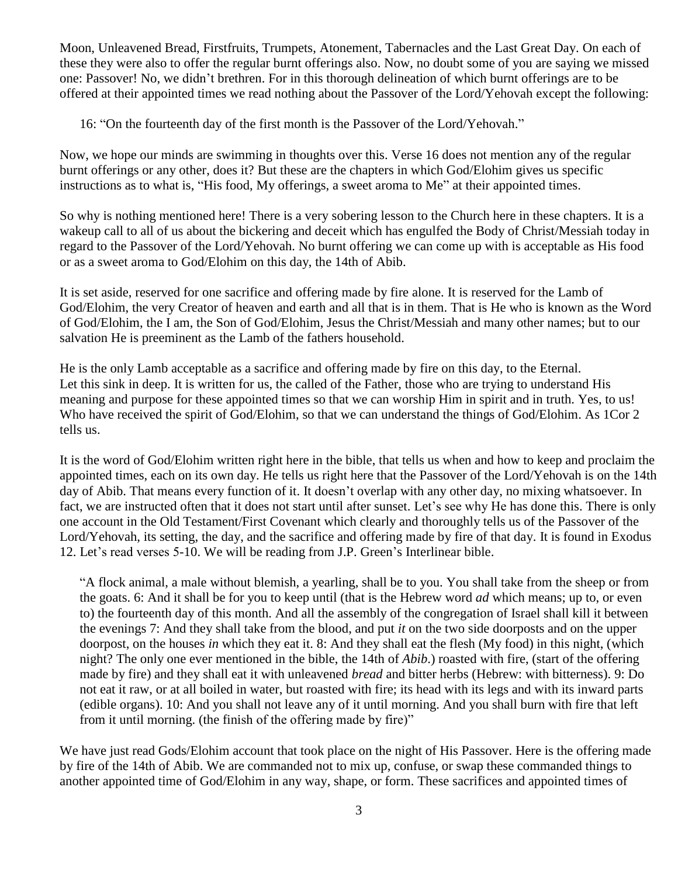Moon, Unleavened Bread, Firstfruits, Trumpets, Atonement, Tabernacles and the Last Great Day. On each of these they were also to offer the regular burnt offerings also. Now, no doubt some of you are saying we missed one: Passover! No, we didn't brethren. For in this thorough delineation of which burnt offerings are to be offered at their appointed times we read nothing about the Passover of the Lord/Yehovah except the following:

> 16: "On the fourteenth day of the first month is the Passover of the Lord/Yehovah."

Now, we hope our minds are swimming in thoughts over this. Verse 16 does not mention any of the regular burnt offerings or any other, does it? But these are the chapters in which God/Elohim gives us specific instructions as to what is, "His food, My offerings, a sweet aroma to Me" at their appointed times.

So why is nothing mentioned here! There is a very sobering lesson to the Church here in these chapters. It is a wakeup call to all of us about the bickering and deceit which has engulfed the Body of Christ/Messiah today in regard to the Passover of the Lord/Yehovah. No burnt offering we can come up with is acceptable as His food or as a sweet aroma to God/Elohim on this day, the 14th of Abib.

It is set aside, reserved for one sacrifice and offering made by fire alone. It is reserved for the Lamb of God/Elohim, the very Creator of heaven and earth and all that is in them. That is He who is known as the Word of God/Elohim, the I am, the Son of God/Elohim, Jesus the Christ/Messiah and many other names; but to our salvation He is preeminent as the Lamb of the fathers household.

He is the only Lamb acceptable as a sacrifice and offering made by fire on this day, to the Eternal. Let this sink in deep. It is written for us, the called of the Father, those who are trying to understand His meaning and purpose for these appointed times so that we can worship Him in spirit and in truth. Yes, to us! Who have received the spirit of God/Elohim, so that we can understand the things of God/Elohim. As 1Cor 2 tells us.

It is the word of God/Elohim written right here in the bible, that tells us when and how to keep and proclaim the appointed times, each on its own day. He tells us right here that the Passover of the Lord/Yehovah is on the 14th day of Abib. That means every function of it. It doesn't overlap with any other day, no mixing whatsoever. In fact, we are instructed often that it does not start until after sunset. Let's see why He has done this. There is only one account in the Old Testament/First Covenant which clearly and thoroughly tells us of the Passover of the Lord/Yehovah, its setting, the day, and the sacrifice and offering made by fire of that day. It is found in Exodus 12. Let's read verses 5-10. We will be reading from J.P. Green's Interlinear bible.

> "A flock animal, a male without blemish, a yearling, shall be to you. You shall take from the sheep or from the goats. 6: And it shall be for you to keep until (that is the Hebrew word *ad* which means; up to, or even to) the fourteenth day of this month. And all the assembly of the congregation of Israel shall kill it between the evenings 7: And they shall take from the blood, and put *it* on the two side doorposts and on the upper doorpost, on the houses *in* which they eat it. 8: And they shall eat the flesh (My food) in this night, (which night? The only one ever mentioned in the bible, the 14th of *Abib*.) roasted with fire, (start of the offering made by fire) and they shall eat it with unleavened *bread* and bitter herbs (Hebrew: with bitterness). 9: Do not eat it raw, or at all boiled in water, but roasted with fire; its head with its legs and with its inward parts (edible organs). 10: And you shall not leave any of it until morning. And you shall burn with fire that left from it until morning. (the finish of the offering made by fire)"

We have just read Gods/Elohim account that took place on the night of His Passover. Here is the offering made by fire of the 14th of Abib. We are commanded not to mix up, confuse, or swap these commanded things to another appointed time of God/Elohim in any way, shape, or form. These sacrifices and appointed times of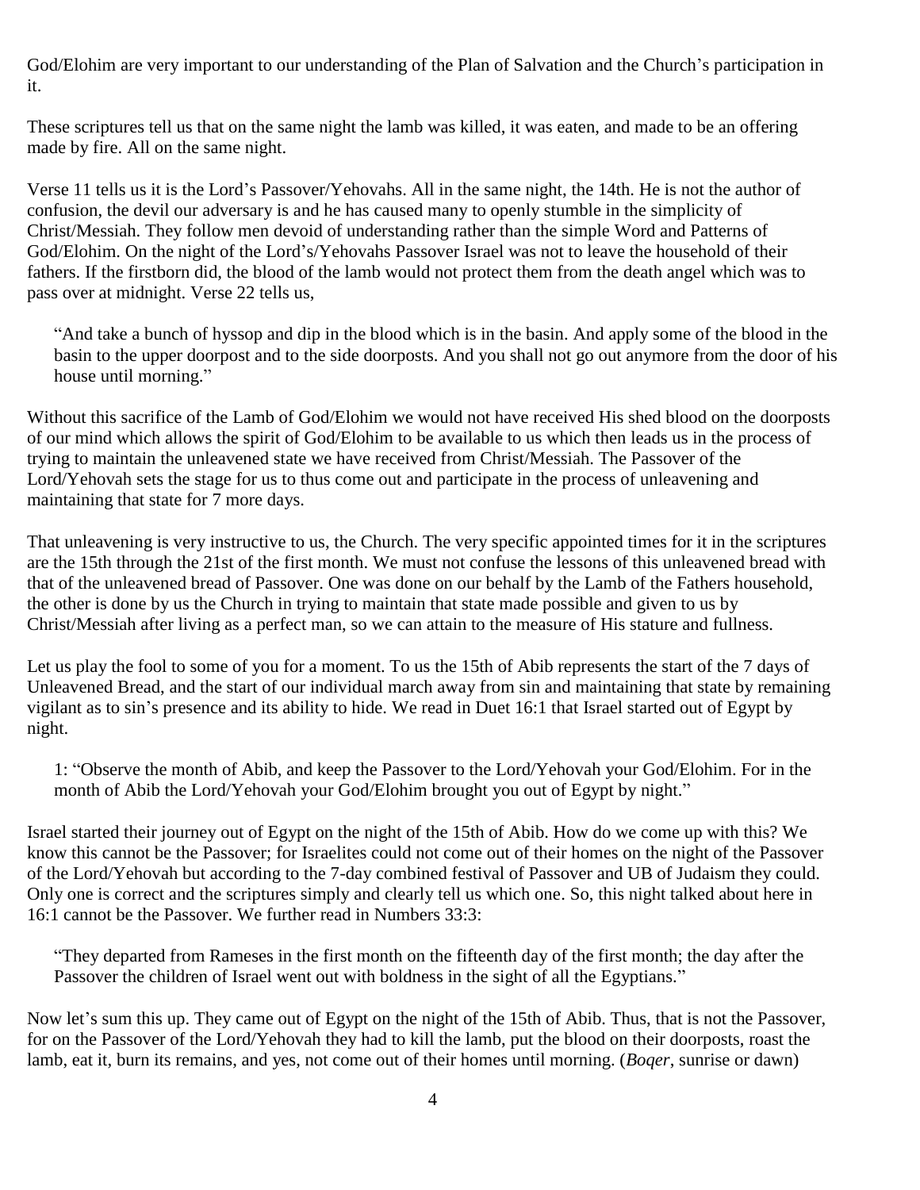God/Elohim are very important to our understanding of the Plan of Salvation and the Church's participation in it.

These scriptures tell us that on the same night the lamb was killed, it was eaten, and made to be an offering made by fire. All on the same night.

Verse 11 tells us it is the Lord's Passover/Yehovahs. All in the same night, the 14th. He is not the author of confusion, the devil our adversary is and he has caused many to openly stumble in the simplicity of Christ/Messiah. They follow men devoid of understanding rather than the simple Word and Patterns of God/Elohim. On the night of the Lord's/Yehovahs Passover Israel was not to leave the household of their fathers. If the firstborn did, the blood of the lamb would not protect them from the death angel which was to pass over at midnight. Verse 22 tells us,

> "And take a bunch of hyssop and dip in the blood which is in the basin. And apply some of the blood in the basin to the upper doorpost and to the side doorposts. And you shall not go out anymore from the door of his house until morning."

Without this sacrifice of the Lamb of God/Elohim we would not have received His shed blood on the doorposts of our mind which allows the spirit of God/Elohim to be available to us which then leads us in the process of trying to maintain the unleavened state we have received from Christ/Messiah. The Passover of the Lord/Yehovah sets the stage for us to thus come out and participate in the process of unleavening and maintaining that state for 7 more days.

That unleavening is very instructive to us, the Church. The very specific appointed times for it in the scriptures are the 15th through the 21st of the first month. We must not confuse the lessons of this unleavened bread with that of the unleavened bread of Passover. One was done on our behalf by the Lamb of the Fathers household, the other is done by us the Church in trying to maintain that state made possible and given to us by Christ/Messiah after living as a perfect man, so we can attain to the measure of His stature and fullness.

Let us play the fool to some of you for a moment. To us the 15th of Abib represents the start of the 7 days of Unleavened Bread, and the start of our individual march away from sin and maintaining that state by remaining vigilant as to sin's presence and its ability to hide. We read in Duet 16:1 that Israel started out of Egypt by night.

> 1: "Observe the month of Abib, and keep the Passover to the Lord/Yehovah your God/Elohim. For in the month of Abib the Lord/Yehovah your God/Elohim brought you out of Egypt by night."

Israel started their journey out of Egypt on the night of the 15th of Abib. How do we come up with this? We know this cannot be the Passover; for Israelites could not come out of their homes on the night of the Passover of the Lord/Yehovah but according to the 7-day combined festival of Passover and UB of Judaism they could. Only one is correct and the scriptures simply and clearly tell us which one. So, this night talked about here in 16:1 cannot be the Passover. We further read in Numbers 33:3:

> "They departed from Rameses in the first month on the fifteenth day of the first month; the day after the Passover the children of Israel went out with boldness in the sight of all the Egyptians."

Now let's sum this up. They came out of Egypt on the night of the 15th of Abib. Thus, that is not the Passover, for on the Passover of the Lord/Yehovah they had to kill the lamb, put the blood on their doorposts, roast the lamb, eat it, burn its remains, and yes, not come out of their homes until morning. (*Boqer*, sunrise or dawn)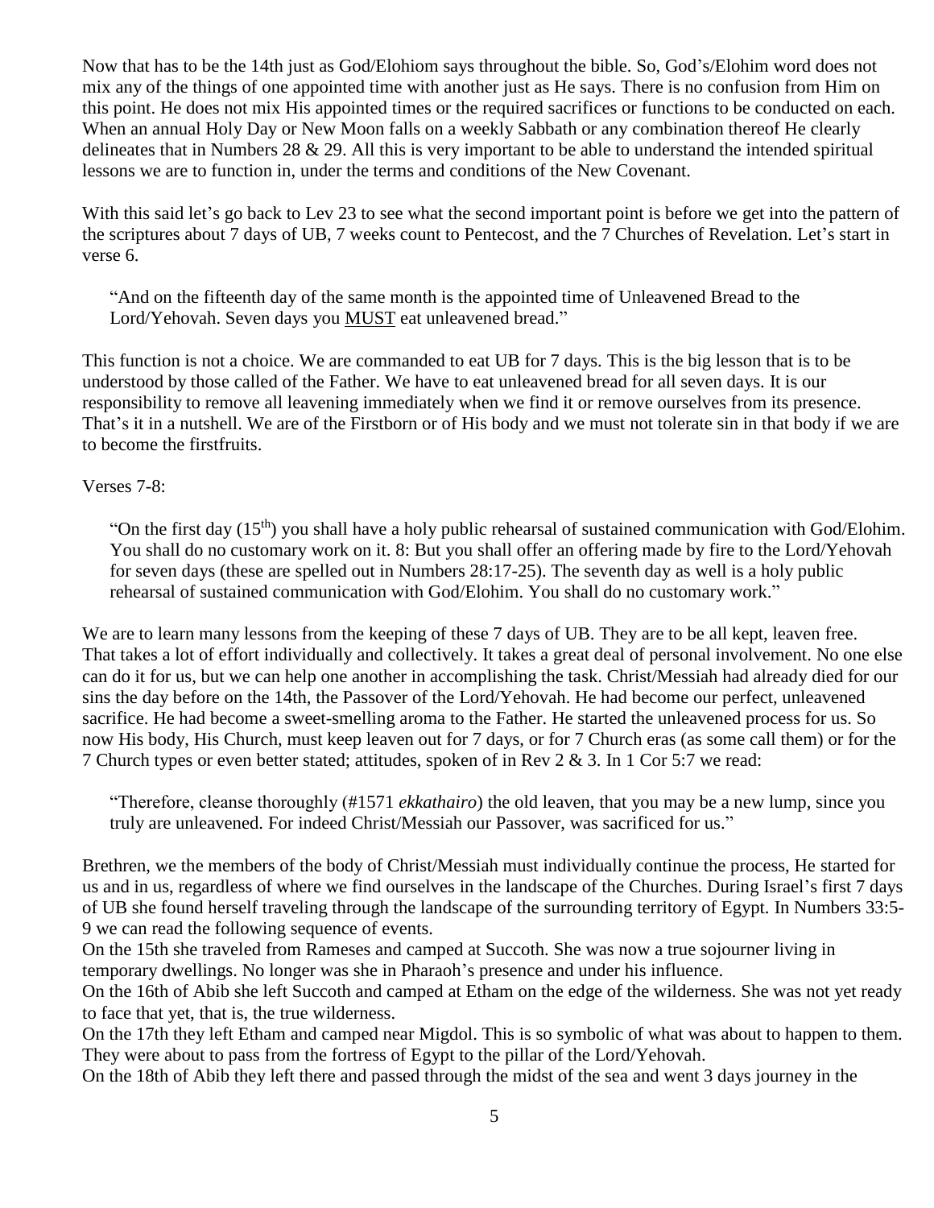Now that has to be the 14th just as God/Elohiom says throughout the bible. So, God's/Elohim word does not mix any of the things of one appointed time with another just as He says. There is no confusion from Him on this point. He does not mix His appointed times or the required sacrifices or functions to be conducted on each. When an annual Holy Day or New Moon falls on a weekly Sabbath or any combination thereof He clearly delineates that in Numbers 28 & 29. All this is very important to be able to understand the intended spiritual lessons we are to function in, under the terms and conditions of the New Covenant.

With this said let's go back to Lev 23 to see what the second important point is before we get into the pattern of the scriptures about 7 days of UB, 7 weeks count to Pentecost, and the 7 Churches of Revelation. Let's start in verse 6.

> "And on the fifteenth day of the same month is the appointed time of Unleavened Bread to the Lord/Yehovah. Seven days you <u>MUST</u> eat unleavened bread."

This function is not a choice. We are commanded to eat UB for 7 days. This is the big lesson that is to be understood by those called of the Father. We have to eat unleavened bread for all seven days. It is our responsibility to remove all leavening immediately when we find it or remove ourselves from its presence. That's it in a nutshell. We are of the Firstborn or of His body and we must not tolerate sin in that body if we are to become the firstfruits.

Verses 7-8:

> "On the first day (15th) you shall have a holy public rehearsal of sustained communication with God/Elohim. You shall do no customary work on it. 8: But you shall offer an offering made by fire to the Lord/Yehovah for seven days (these are spelled out in Numbers 28:17-25). The seventh day as well is a holy public rehearsal of sustained communication with God/Elohim. You shall do no customary work."

We are to learn many lessons from the keeping of these 7 days of UB. They are to be all kept, leaven free. That takes a lot of effort individually and collectively. It takes a great deal of personal involvement. No one else can do it for us, but we can help one another in accomplishing the task. Christ/Messiah had already died for our sins the day before on the 14th, the Passover of the Lord/Yehovah. He had become our perfect, unleavened sacrifice. He had become a sweet-smelling aroma to the Father. He started the unleavened process for us. So now His body, His Church, must keep leaven out for 7 days, or for 7 Church eras (as some call them) or for the 7 Church types or even better stated; attitudes, spoken of in Rev 2 & 3. In 1 Cor 5:7 we read:

> "Therefore, cleanse thoroughly (#1571 *ekkathairo*) the old leaven, that you may be a new lump, since you truly are unleavened. For indeed Christ/Messiah our Passover, was sacrificed for us."

Brethren, we the members of the body of Christ/Messiah must individually continue the process, He started for us and in us, regardless of where we find ourselves in the landscape of the Churches. During Israel's first 7 days of UB she found herself traveling through the landscape of the surrounding territory of Egypt. In Numbers 33:5-9 we can read the following sequence of events.

On the 15th she traveled from Rameses and camped at Succoth. She was now a true sojourner living in temporary dwellings. No longer was she in Pharaoh's presence and under his influence.

On the 16th of Abib she left Succoth and camped at Etham on the edge of the wilderness. She was not yet ready to face that yet, that is, the true wilderness.

On the 17th they left Etham and camped near Migdol. This is so symbolic of what was about to happen to them. They were about to pass from the fortress of Egypt to the pillar of the Lord/Yehovah.

On the 18th of Abib they left there and passed through the midst of the sea and went 3 days journey in the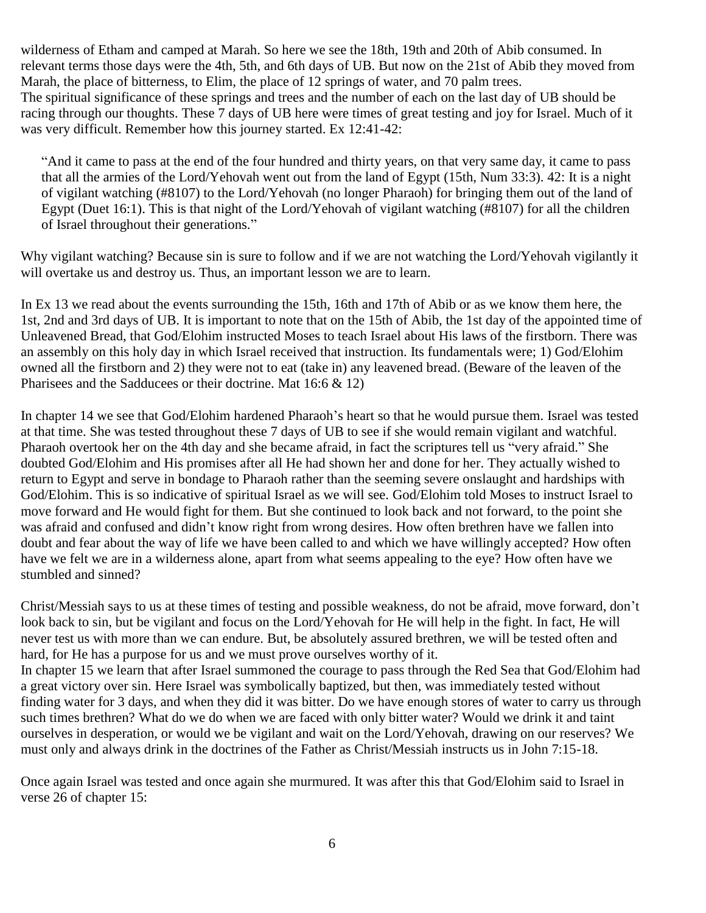wilderness of Etham and camped at Marah. So here we see the 18th, 19th and 20th of Abib consumed. In relevant terms those days were the 4th, 5th, and 6th days of UB. But now on the 21st of Abib they moved from Marah, the place of bitterness, to Elim, the place of 12 springs of water, and 70 palm trees.
The spiritual significance of these springs and trees and the number of each on the last day of UB should be racing through our thoughts. These 7 days of UB here were times of great testing and joy for Israel. Much of it was very difficult. Remember how this journey started. Ex 12:41-42:

> "And it came to pass at the end of the four hundred and thirty years, on that very same day, it came to pass that all the armies of the Lord/Yehovah went out from the land of Egypt (15th, Num 33:3). 42: It is a night of vigilant watching (#8107) to the Lord/Yehovah (no longer Pharaoh) for bringing them out of the land of Egypt (Duet 16:1). This is that night of the Lord/Yehovah of vigilant watching (#8107) for all the children of Israel throughout their generations."

Why vigilant watching? Because sin is sure to follow and if we are not watching the Lord/Yehovah vigilantly it will overtake us and destroy us. Thus, an important lesson we are to learn.

In Ex 13 we read about the events surrounding the 15th, 16th and 17th of Abib or as we know them here, the 1st, 2nd and 3rd days of UB. It is important to note that on the 15th of Abib, the 1st day of the appointed time of Unleavened Bread, that God/Elohim instructed Moses to teach Israel about His laws of the firstborn. There was an assembly on this holy day in which Israel received that instruction. Its fundamentals were; 1) God/Elohim owned all the firstborn and 2) they were not to eat (take in) any leavened bread. (Beware of the leaven of the Pharisees and the Sadducees or their doctrine. Mat 16:6 & 12)

In chapter 14 we see that God/Elohim hardened Pharaoh's heart so that he would pursue them. Israel was tested at that time. She was tested throughout these 7 days of UB to see if she would remain vigilant and watchful. Pharaoh overtook her on the 4th day and she became afraid, in fact the scriptures tell us "very afraid." She doubted God/Elohim and His promises after all He had shown her and done for her. They actually wished to return to Egypt and serve in bondage to Pharaoh rather than the seeming severe onslaught and hardships with God/Elohim. This is so indicative of spiritual Israel as we will see. God/Elohim told Moses to instruct Israel to move forward and He would fight for them. But she continued to look back and not forward, to the point she was afraid and confused and didn't know right from wrong desires. How often brethren have we fallen into doubt and fear about the way of life we have been called to and which we have willingly accepted? How often have we felt we are in a wilderness alone, apart from what seems appealing to the eye? How often have we stumbled and sinned?

Christ/Messiah says to us at these times of testing and possible weakness, do not be afraid, move forward, don't look back to sin, but be vigilant and focus on the Lord/Yehovah for He will help in the fight. In fact, He will never test us with more than we can endure. But, be absolutely assured brethren, we will be tested often and hard, for He has a purpose for us and we must prove ourselves worthy of it.
In chapter 15 we learn that after Israel summoned the courage to pass through the Red Sea that God/Elohim had a great victory over sin. Here Israel was symbolically baptized, but then, was immediately tested without finding water for 3 days, and when they did it was bitter. Do we have enough stores of water to carry us through such times brethren? What do we do when we are faced with only bitter water? Would we drink it and taint ourselves in desperation, or would we be vigilant and wait on the Lord/Yehovah, drawing on our reserves? We must only and always drink in the doctrines of the Father as Christ/Messiah instructs us in John 7:15-18.

Once again Israel was tested and once again she murmured. It was after this that God/Elohim said to Israel in verse 26 of chapter 15: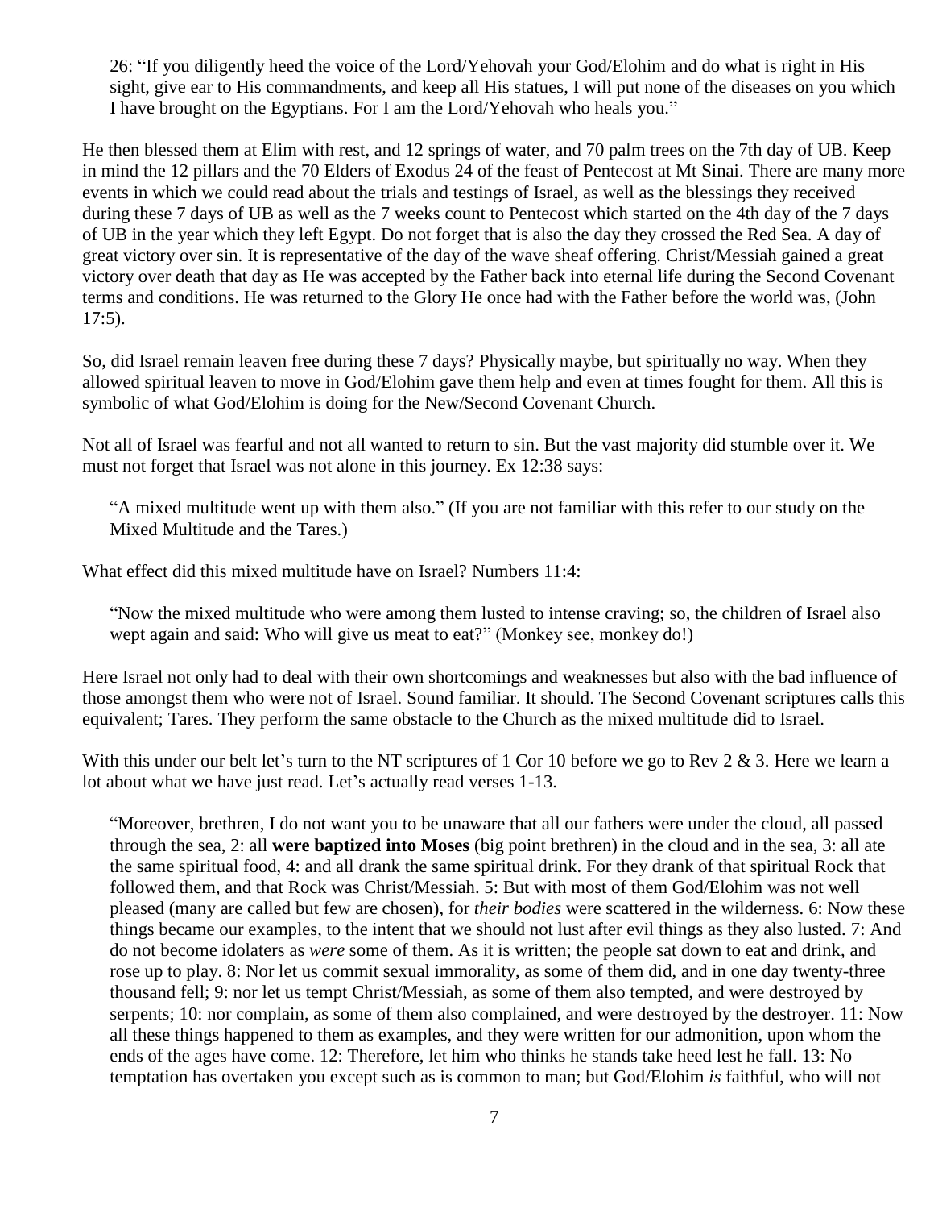> 26: "If you diligently heed the voice of the Lord/Yehovah your God/Elohim and do what is right in His sight, give ear to His commandments, and keep all His statues, I will put none of the diseases on you which I have brought on the Egyptians. For I am the Lord/Yehovah who heals you."

He then blessed them at Elim with rest, and 12 springs of water, and 70 palm trees on the 7th day of UB. Keep in mind the 12 pillars and the 70 Elders of Exodus 24 of the feast of Pentecost at Mt Sinai. There are many more events in which we could read about the trials and testings of Israel, as well as the blessings they received during these 7 days of UB as well as the 7 weeks count to Pentecost which started on the 4th day of the 7 days of UB in the year which they left Egypt. Do not forget that is also the day they crossed the Red Sea. A day of great victory over sin. It is representative of the day of the wave sheaf offering. Christ/Messiah gained a great victory over death that day as He was accepted by the Father back into eternal life during the Second Covenant terms and conditions. He was returned to the Glory He once had with the Father before the world was, (John 17:5).

So, did Israel remain leaven free during these 7 days? Physically maybe, but spiritually no way. When they allowed spiritual leaven to move in God/Elohim gave them help and even at times fought for them. All this is symbolic of what God/Elohim is doing for the New/Second Covenant Church.

Not all of Israel was fearful and not all wanted to return to sin. But the vast majority did stumble over it. We must not forget that Israel was not alone in this journey. Ex 12:38 says:

> "A mixed multitude went up with them also." (If you are not familiar with this refer to our study on the Mixed Multitude and the Tares.)

What effect did this mixed multitude have on Israel? Numbers 11:4:

> "Now the mixed multitude who were among them lusted to intense craving; so, the children of Israel also wept again and said: Who will give us meat to eat?" (Monkey see, monkey do!)

Here Israel not only had to deal with their own shortcomings and weaknesses but also with the bad influence of those amongst them who were not of Israel. Sound familiar. It should. The Second Covenant scriptures calls this equivalent; Tares. They perform the same obstacle to the Church as the mixed multitude did to Israel.

With this under our belt let's turn to the NT scriptures of 1 Cor 10 before we go to Rev 2 & 3. Here we learn a lot about what we have just read. Let's actually read verses 1-13.

> "Moreover, brethren, I do not want you to be unaware that all our fathers were under the cloud, all passed through the sea, 2: all **were baptized into Moses** (big point brethren) in the cloud and in the sea, 3: all ate the same spiritual food, 4: and all drank the same spiritual drink. For they drank of that spiritual Rock that followed them, and that Rock was Christ/Messiah. 5: But with most of them God/Elohim was not well pleased (many are called but few are chosen), for *their bodies* were scattered in the wilderness. 6: Now these things became our examples, to the intent that we should not lust after evil things as they also lusted. 7: And do not become idolaters as *were* some of them. As it is written; the people sat down to eat and drink, and rose up to play. 8: Nor let us commit sexual immorality, as some of them did, and in one day twenty-three thousand fell; 9: nor let us tempt Christ/Messiah, as some of them also tempted, and were destroyed by serpents; 10: nor complain, as some of them also complained, and were destroyed by the destroyer. 11: Now all these things happened to them as examples, and they were written for our admonition, upon whom the ends of the ages have come. 12: Therefore, let him who thinks he stands take heed lest he fall. 13: No temptation has overtaken you except such as is common to man; but God/Elohim *is* faithful, who will not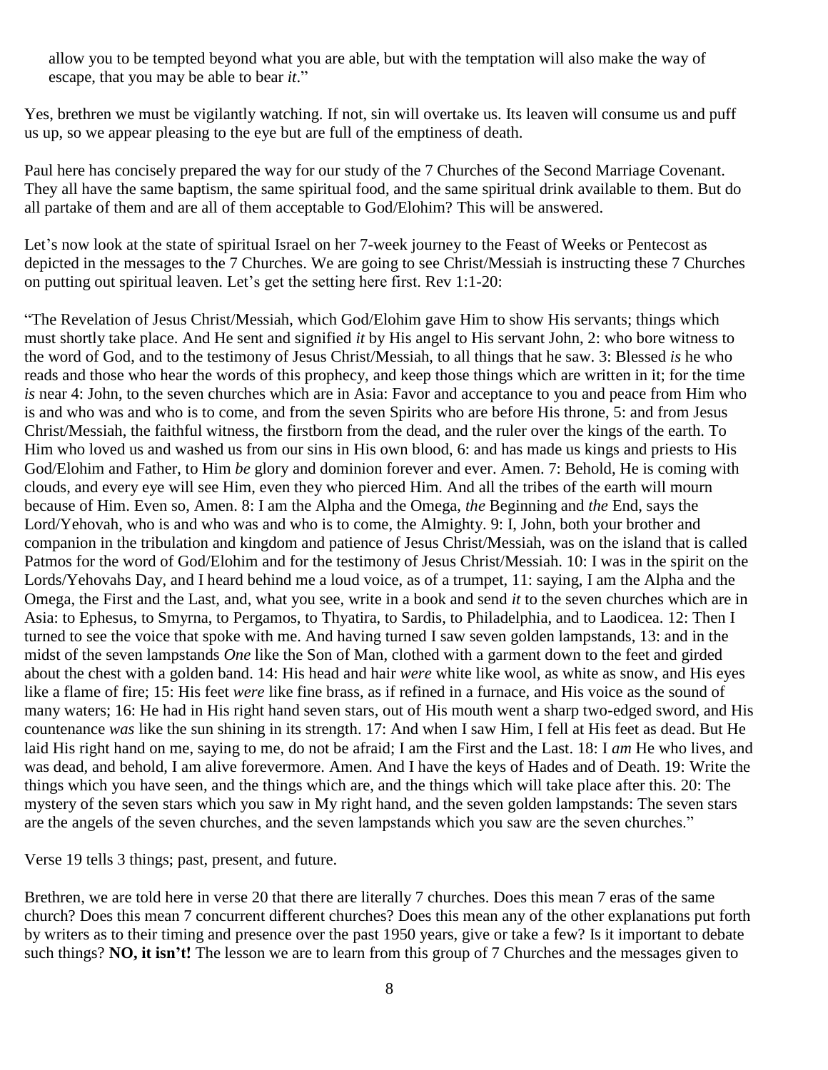allow you to be tempted beyond what you are able, but with the temptation will also make the way of escape, that you may be able to bear *it*."

Yes, brethren we must be vigilantly watching. If not, sin will overtake us. Its leaven will consume us and puff us up, so we appear pleasing to the eye but are full of the emptiness of death.

Paul here has concisely prepared the way for our study of the 7 Churches of the Second Marriage Covenant. They all have the same baptism, the same spiritual food, and the same spiritual drink available to them. But do all partake of them and are all of them acceptable to God/Elohim? This will be answered.

Let's now look at the state of spiritual Israel on her 7-week journey to the Feast of Weeks or Pentecost as depicted in the messages to the 7 Churches. We are going to see Christ/Messiah is instructing these 7 Churches on putting out spiritual leaven. Let's get the setting here first. Rev 1:1-20:

"The Revelation of Jesus Christ/Messiah, which God/Elohim gave Him to show His servants; things which must shortly take place. And He sent and signified *it* by His angel to His servant John, 2: who bore witness to the word of God, and to the testimony of Jesus Christ/Messiah, to all things that he saw. 3: Blessed *is* he who reads and those who hear the words of this prophecy, and keep those things which are written in it; for the time *is* near 4: John, to the seven churches which are in Asia: Favor and acceptance to you and peace from Him who is and who was and who is to come, and from the seven Spirits who are before His throne, 5: and from Jesus Christ/Messiah, the faithful witness, the firstborn from the dead, and the ruler over the kings of the earth. To Him who loved us and washed us from our sins in His own blood, 6: and has made us kings and priests to His God/Elohim and Father, to Him *be* glory and dominion forever and ever. Amen. 7: Behold, He is coming with clouds, and every eye will see Him, even they who pierced Him. And all the tribes of the earth will mourn because of Him. Even so, Amen. 8: I am the Alpha and the Omega, *the* Beginning and *the* End, says the Lord/Yehovah, who is and who was and who is to come, the Almighty. 9: I, John, both your brother and companion in the tribulation and kingdom and patience of Jesus Christ/Messiah, was on the island that is called Patmos for the word of God/Elohim and for the testimony of Jesus Christ/Messiah. 10: I was in the spirit on the Lords/Yehovahs Day, and I heard behind me a loud voice, as of a trumpet, 11: saying, I am the Alpha and the Omega, the First and the Last, and, what you see, write in a book and send *it* to the seven churches which are in Asia: to Ephesus, to Smyrna, to Pergamos, to Thyatira, to Sardis, to Philadelphia, and to Laodicea. 12: Then I turned to see the voice that spoke with me. And having turned I saw seven golden lampstands, 13: and in the midst of the seven lampstands *One* like the Son of Man, clothed with a garment down to the feet and girded about the chest with a golden band. 14: His head and hair *were* white like wool, as white as snow, and His eyes like a flame of fire; 15: His feet *were* like fine brass, as if refined in a furnace, and His voice as the sound of many waters; 16: He had in His right hand seven stars, out of His mouth went a sharp two-edged sword, and His countenance *was* like the sun shining in its strength. 17: And when I saw Him, I fell at His feet as dead. But He laid His right hand on me, saying to me, do not be afraid; I am the First and the Last. 18: I *am* He who lives, and was dead, and behold, I am alive forevermore. Amen. And I have the keys of Hades and of Death. 19: Write the things which you have seen, and the things which are, and the things which will take place after this. 20: The mystery of the seven stars which you saw in My right hand, and the seven golden lampstands: The seven stars are the angels of the seven churches, and the seven lampstands which you saw are the seven churches."

Verse 19 tells 3 things; past, present, and future.

Brethren, we are told here in verse 20 that there are literally 7 churches. Does this mean 7 eras of the same church? Does this mean 7 concurrent different churches? Does this mean any of the other explanations put forth by writers as to their timing and presence over the past 1950 years, give or take a few? Is it important to debate such things? **NO, it isn't!** The lesson we are to learn from this group of 7 Churches and the messages given to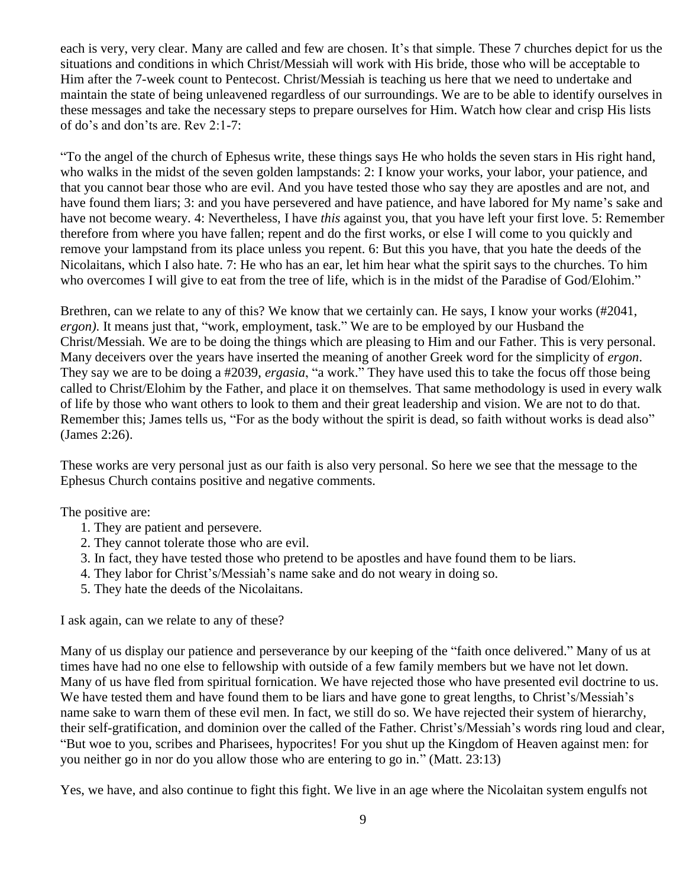each is very, very clear. Many are called and few are chosen. It's that simple. These 7 churches depict for us the situations and conditions in which Christ/Messiah will work with His bride, those who will be acceptable to Him after the 7-week count to Pentecost. Christ/Messiah is teaching us here that we need to undertake and maintain the state of being unleavened regardless of our surroundings. We are to be able to identify ourselves in these messages and take the necessary steps to prepare ourselves for Him. Watch how clear and crisp His lists of do's and don'ts are. Rev 2:1-7:

"To the angel of the church of Ephesus write, these things says He who holds the seven stars in His right hand, who walks in the midst of the seven golden lampstands: 2: I know your works, your labor, your patience, and that you cannot bear those who are evil. And you have tested those who say they are apostles and are not, and have found them liars; 3: and you have persevered and have patience, and have labored for My name's sake and have not become weary. 4: Nevertheless, I have *this* against you, that you have left your first love. 5: Remember therefore from where you have fallen; repent and do the first works, or else I will come to you quickly and remove your lampstand from its place unless you repent. 6: But this you have, that you hate the deeds of the Nicolaitans, which I also hate. 7: He who has an ear, let him hear what the spirit says to the churches. To him who overcomes I will give to eat from the tree of life, which is in the midst of the Paradise of God/Elohim."

Brethren, can we relate to any of this? We know that we certainly can. He says, I know your works (#2041, *ergon)*. It means just that, "work, employment, task." We are to be employed by our Husband the Christ/Messiah. We are to be doing the things which are pleasing to Him and our Father. This is very personal. Many deceivers over the years have inserted the meaning of another Greek word for the simplicity of *ergon*. They say we are to be doing a #2039, *ergasia*, "a work." They have used this to take the focus off those being called to Christ/Elohim by the Father, and place it on themselves. That same methodology is used in every walk of life by those who want others to look to them and their great leadership and vision. We are not to do that. Remember this; James tells us, "For as the body without the spirit is dead, so faith without works is dead also" (James 2:26).

These works are very personal just as our faith is also very personal. So here we see that the message to the Ephesus Church contains positive and negative comments.

The positive are:

1. They are patient and persevere.
2. They cannot tolerate those who are evil.
3. In fact, they have tested those who pretend to be apostles and have found them to be liars.
4. They labor for Christ's/Messiah's name sake and do not weary in doing so.
5. They hate the deeds of the Nicolaitans.

I ask again, can we relate to any of these?

Many of us display our patience and perseverance by our keeping of the "faith once delivered." Many of us at times have had no one else to fellowship with outside of a few family members but we have not let down. Many of us have fled from spiritual fornication. We have rejected those who have presented evil doctrine to us. We have tested them and have found them to be liars and have gone to great lengths, to Christ's/Messiah's name sake to warn them of these evil men. In fact, we still do so. We have rejected their system of hierarchy, their self-gratification, and dominion over the called of the Father. Christ's/Messiah's words ring loud and clear, "But woe to you, scribes and Pharisees, hypocrites! For you shut up the Kingdom of Heaven against men: for you neither go in nor do you allow those who are entering to go in." (Matt. 23:13)

Yes, we have, and also continue to fight this fight. We live in an age where the Nicolaitan system engulfs not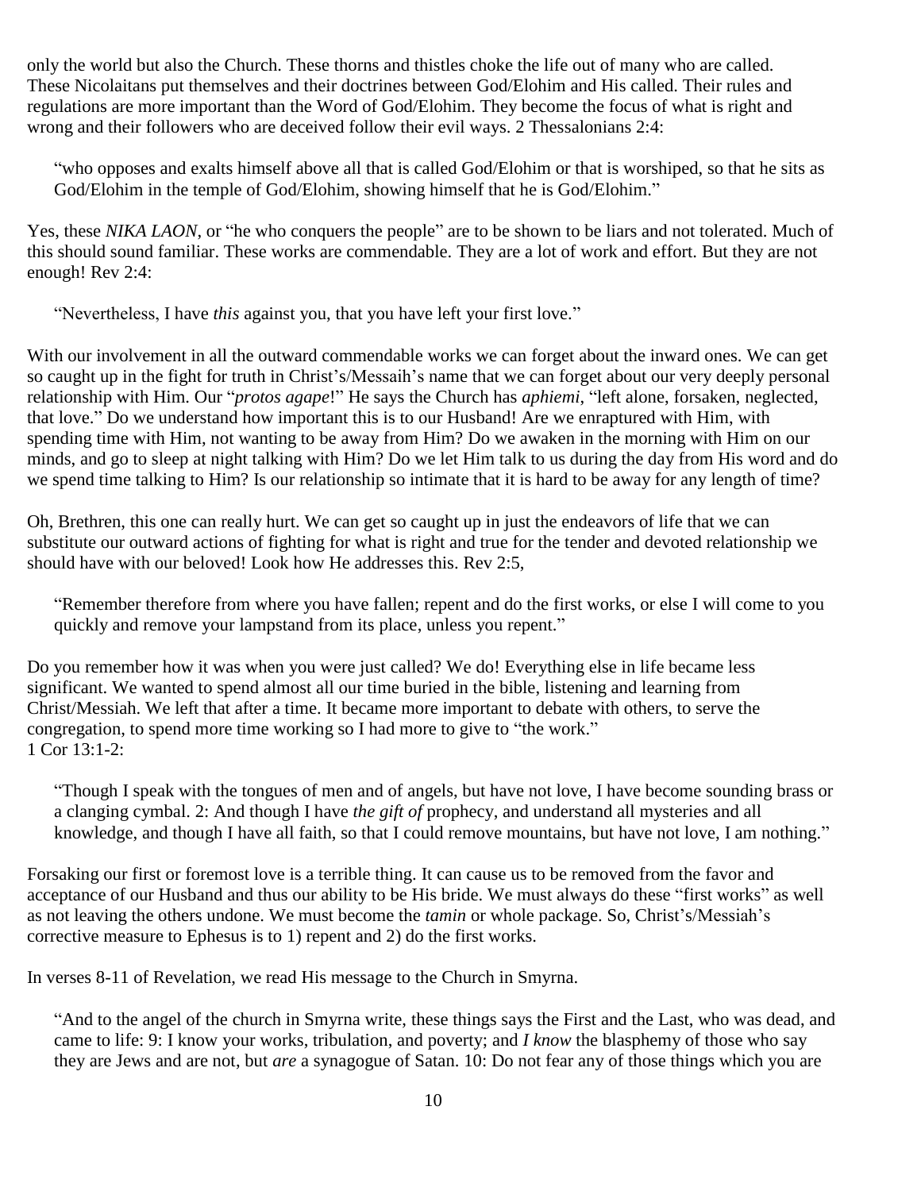only the world but also the Church. These thorns and thistles choke the life out of many who are called. These Nicolaitans put themselves and their doctrines between God/Elohim and His called. Their rules and regulations are more important than the Word of God/Elohim. They become the focus of what is right and wrong and their followers who are deceived follow their evil ways. 2 Thessalonians 2:4:

> "who opposes and exalts himself above all that is called God/Elohim or that is worshiped, so that he sits as God/Elohim in the temple of God/Elohim, showing himself that he is God/Elohim."

Yes, these *NIKA LAON*, or "he who conquers the people" are to be shown to be liars and not tolerated. Much of this should sound familiar. These works are commendable. They are a lot of work and effort. But they are not enough! Rev 2:4:

> "Nevertheless, I have *this* against you, that you have left your first love."

With our involvement in all the outward commendable works we can forget about the inward ones. We can get so caught up in the fight for truth in Christ's/Messaih's name that we can forget about our very deeply personal relationship with Him. Our "*protos agape*!" He says the Church has *aphiemi*, "left alone, forsaken, neglected, that love." Do we understand how important this is to our Husband! Are we enraptured with Him, with spending time with Him, not wanting to be away from Him? Do we awaken in the morning with Him on our minds, and go to sleep at night talking with Him? Do we let Him talk to us during the day from His word and do we spend time talking to Him? Is our relationship so intimate that it is hard to be away for any length of time?

Oh, Brethren, this one can really hurt. We can get so caught up in just the endeavors of life that we can substitute our outward actions of fighting for what is right and true for the tender and devoted relationship we should have with our beloved! Look how He addresses this. Rev 2:5,

> "Remember therefore from where you have fallen; repent and do the first works, or else I will come to you quickly and remove your lampstand from its place, unless you repent."

Do you remember how it was when you were just called? We do! Everything else in life became less significant. We wanted to spend almost all our time buried in the bible, listening and learning from Christ/Messiah. We left that after a time. It became more important to debate with others, to serve the congregation, to spend more time working so I had more to give to "the work."
1 Cor 13:1-2:

> "Though I speak with the tongues of men and of angels, but have not love, I have become sounding brass or a clanging cymbal. 2: And though I have *the gift of* prophecy, and understand all mysteries and all knowledge, and though I have all faith, so that I could remove mountains, but have not love, I am nothing."

Forsaking our first or foremost love is a terrible thing. It can cause us to be removed from the favor and acceptance of our Husband and thus our ability to be His bride. We must always do these "first works" as well as not leaving the others undone. We must become the *tamin* or whole package. So, Christ's/Messiah's corrective measure to Ephesus is to 1) repent and 2) do the first works.

In verses 8-11 of Revelation, we read His message to the Church in Smyrna.

> "And to the angel of the church in Smyrna write, these things says the First and the Last, who was dead, and came to life: 9: I know your works, tribulation, and poverty; and *I know* the blasphemy of those who say they are Jews and are not, but *are* a synagogue of Satan. 10: Do not fear any of those things which you are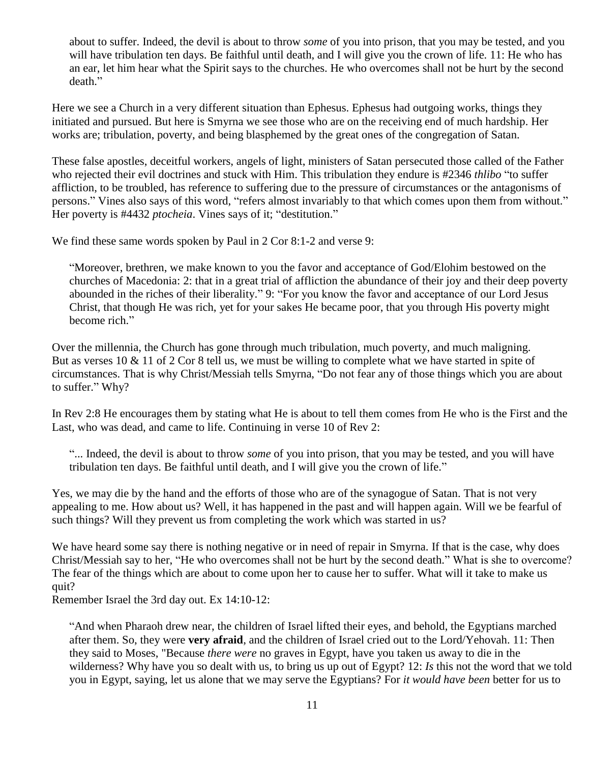> about to suffer. Indeed, the devil is about to throw *some* of you into prison, that you may be tested, and you will have tribulation ten days. Be faithful until death, and I will give you the crown of life. 11: He who has an ear, let him hear what the Spirit says to the churches. He who overcomes shall not be hurt by the second death."

Here we see a Church in a very different situation than Ephesus. Ephesus had outgoing works, things they initiated and pursued. But here is Smyrna we see those who are on the receiving end of much hardship. Her works are; tribulation, poverty, and being blasphemed by the great ones of the congregation of Satan.

These false apostles, deceitful workers, angels of light, ministers of Satan persecuted those called of the Father who rejected their evil doctrines and stuck with Him. This tribulation they endure is #2346 *thlibo* "to suffer affliction, to be troubled, has reference to suffering due to the pressure of circumstances or the antagonisms of persons." Vines also says of this word, "refers almost invariably to that which comes upon them from without." Her poverty is #4432 *ptocheia*. Vines says of it; "destitution."

We find these same words spoken by Paul in 2 Cor 8:1-2 and verse 9:

> "Moreover, brethren, we make known to you the favor and acceptance of God/Elohim bestowed on the churches of Macedonia: 2: that in a great trial of affliction the abundance of their joy and their deep poverty abounded in the riches of their liberality." 9: "For you know the favor and acceptance of our Lord Jesus Christ, that though He was rich, yet for your sakes He became poor, that you through His poverty might become rich."

Over the millennia, the Church has gone through much tribulation, much poverty, and much maligning. But as verses 10 & 11 of 2 Cor 8 tell us, we must be willing to complete what we have started in spite of circumstances. That is why Christ/Messiah tells Smyrna, "Do not fear any of those things which you are about to suffer." Why?

In Rev 2:8 He encourages them by stating what He is about to tell them comes from He who is the First and the Last, who was dead, and came to life. Continuing in verse 10 of Rev 2:

> "... Indeed, the devil is about to throw *some* of you into prison, that you may be tested, and you will have tribulation ten days. Be faithful until death, and I will give you the crown of life."

Yes, we may die by the hand and the efforts of those who are of the synagogue of Satan. That is not very appealing to me. How about us? Well, it has happened in the past and will happen again. Will we be fearful of such things? Will they prevent us from completing the work which was started in us?

We have heard some say there is nothing negative or in need of repair in Smyrna. If that is the case, why does Christ/Messiah say to her, "He who overcomes shall not be hurt by the second death." What is she to overcome? The fear of the things which are about to come upon her to cause her to suffer. What will it take to make us quit?

Remember Israel the 3rd day out. Ex 14:10-12:

> "And when Pharaoh drew near, the children of Israel lifted their eyes, and behold, the Egyptians marched after them. So, they were **very afraid**, and the children of Israel cried out to the Lord/Yehovah. 11: Then they said to Moses, "Because *there were* no graves in Egypt, have you taken us away to die in the wilderness? Why have you so dealt with us, to bring us up out of Egypt? 12: *Is* this not the word that we told you in Egypt, saying, let us alone that we may serve the Egyptians? For *it would have been* better for us to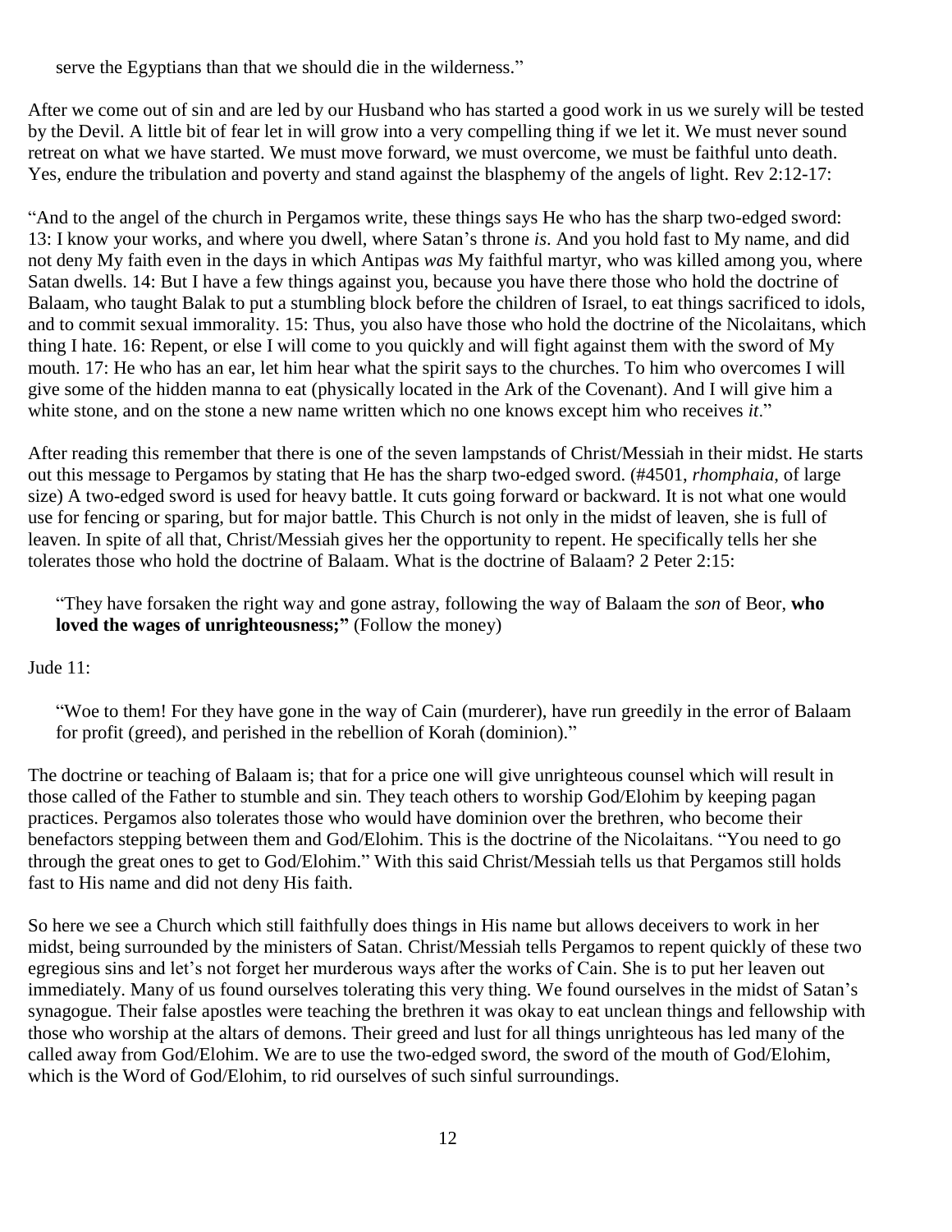serve the Egyptians than that we should die in the wilderness."

After we come out of sin and are led by our Husband who has started a good work in us we surely will be tested by the Devil. A little bit of fear let in will grow into a very compelling thing if we let it. We must never sound retreat on what we have started. We must move forward, we must overcome, we must be faithful unto death. Yes, endure the tribulation and poverty and stand against the blasphemy of the angels of light. Rev 2:12-17:

"And to the angel of the church in Pergamos write, these things says He who has the sharp two-edged sword: 13: I know your works, and where you dwell, where Satan's throne *is*. And you hold fast to My name, and did not deny My faith even in the days in which Antipas *was* My faithful martyr, who was killed among you, where Satan dwells. 14: But I have a few things against you, because you have there those who hold the doctrine of Balaam, who taught Balak to put a stumbling block before the children of Israel, to eat things sacrificed to idols, and to commit sexual immorality. 15: Thus, you also have those who hold the doctrine of the Nicolaitans, which thing I hate. 16: Repent, or else I will come to you quickly and will fight against them with the sword of My mouth. 17: He who has an ear, let him hear what the spirit says to the churches. To him who overcomes I will give some of the hidden manna to eat (physically located in the Ark of the Covenant). And I will give him a white stone, and on the stone a new name written which no one knows except him who receives *it*."

After reading this remember that there is one of the seven lampstands of Christ/Messiah in their midst. He starts out this message to Pergamos by stating that He has the sharp two-edged sword. (#4501, *rhomphaia*, of large size) A two-edged sword is used for heavy battle. It cuts going forward or backward. It is not what one would use for fencing or sparing, but for major battle. This Church is not only in the midst of leaven, she is full of leaven. In spite of all that, Christ/Messiah gives her the opportunity to repent. He specifically tells her she tolerates those who hold the doctrine of Balaam. What is the doctrine of Balaam? 2 Peter 2:15:

> "They have forsaken the right way and gone astray, following the way of Balaam the *son* of Beor, **who loved the wages of unrighteousness;"** (Follow the money)

Jude 11:

> "Woe to them! For they have gone in the way of Cain (murderer), have run greedily in the error of Balaam for profit (greed), and perished in the rebellion of Korah (dominion)."

The doctrine or teaching of Balaam is; that for a price one will give unrighteous counsel which will result in those called of the Father to stumble and sin. They teach others to worship God/Elohim by keeping pagan practices. Pergamos also tolerates those who would have dominion over the brethren, who become their benefactors stepping between them and God/Elohim. This is the doctrine of the Nicolaitans. "You need to go through the great ones to get to God/Elohim." With this said Christ/Messiah tells us that Pergamos still holds fast to His name and did not deny His faith.

So here we see a Church which still faithfully does things in His name but allows deceivers to work in her midst, being surrounded by the ministers of Satan. Christ/Messiah tells Pergamos to repent quickly of these two egregious sins and let's not forget her murderous ways after the works of Cain. She is to put her leaven out immediately. Many of us found ourselves tolerating this very thing. We found ourselves in the midst of Satan's synagogue. Their false apostles were teaching the brethren it was okay to eat unclean things and fellowship with those who worship at the altars of demons. Their greed and lust for all things unrighteous has led many of the called away from God/Elohim. We are to use the two-edged sword, the sword of the mouth of God/Elohim, which is the Word of God/Elohim, to rid ourselves of such sinful surroundings.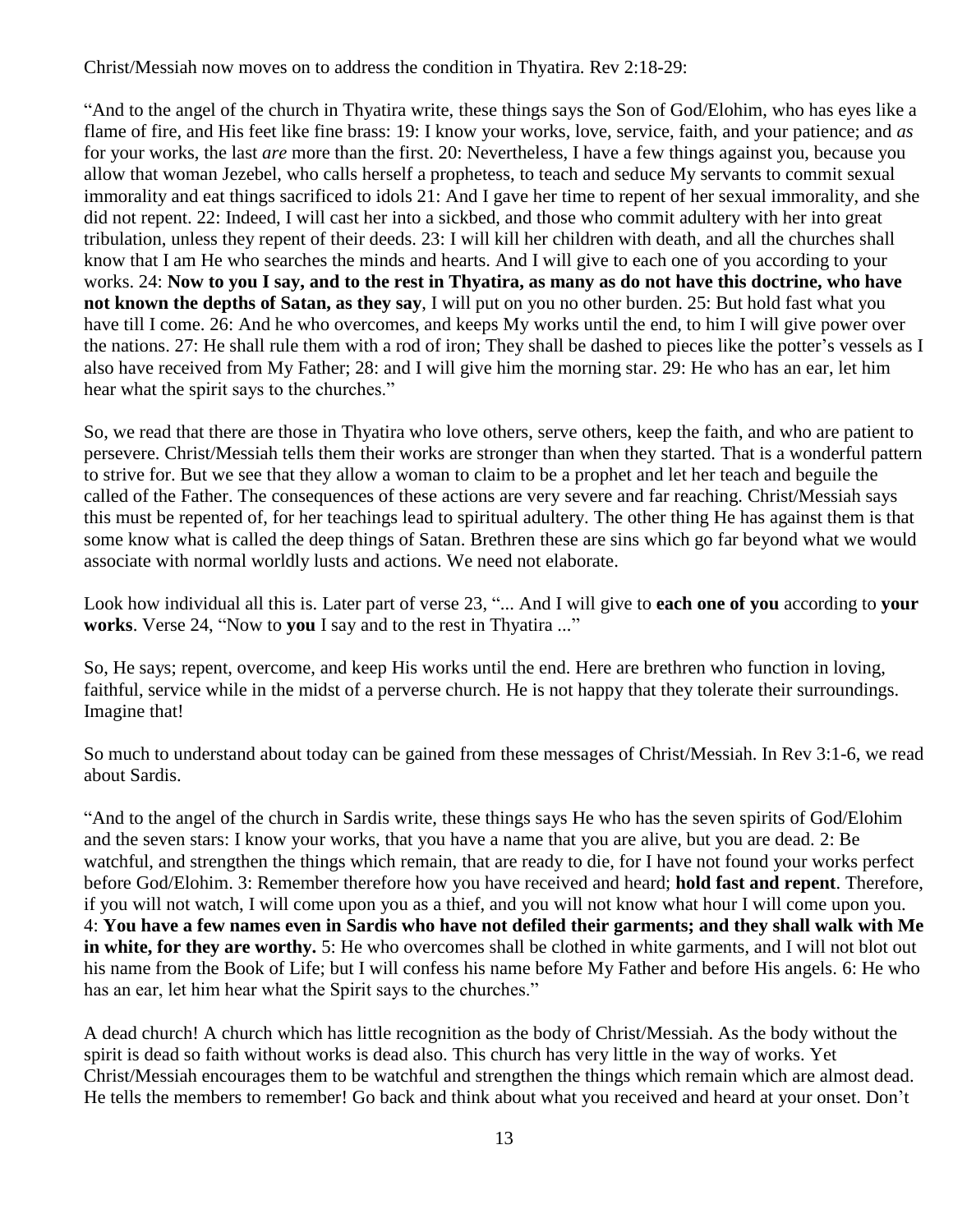Christ/Messiah now moves on to address the condition in Thyatira. Rev 2:18-29:

"And to the angel of the church in Thyatira write, these things says the Son of God/Elohim, who has eyes like a flame of fire, and His feet like fine brass: 19: I know your works, love, service, faith, and your patience; and *as* for your works, the last *are* more than the first. 20: Nevertheless, I have a few things against you, because you allow that woman Jezebel, who calls herself a prophetess, to teach and seduce My servants to commit sexual immorality and eat things sacrificed to idols 21: And I gave her time to repent of her sexual immorality, and she did not repent. 22: Indeed, I will cast her into a sickbed, and those who commit adultery with her into great tribulation, unless they repent of their deeds. 23: I will kill her children with death, and all the churches shall know that I am He who searches the minds and hearts. And I will give to each one of you according to your works. 24: **Now to you I say, and to the rest in Thyatira, as many as do not have this doctrine, who have not known the depths of Satan, as they say**, I will put on you no other burden. 25: But hold fast what you have till I come. 26: And he who overcomes, and keeps My works until the end, to him I will give power over the nations. 27: He shall rule them with a rod of iron; They shall be dashed to pieces like the potter's vessels as I also have received from My Father; 28: and I will give him the morning star. 29: He who has an ear, let him hear what the spirit says to the churches."

So, we read that there are those in Thyatira who love others, serve others, keep the faith, and who are patient to persevere. Christ/Messiah tells them their works are stronger than when they started. That is a wonderful pattern to strive for. But we see that they allow a woman to claim to be a prophet and let her teach and beguile the called of the Father. The consequences of these actions are very severe and far reaching. Christ/Messiah says this must be repented of, for her teachings lead to spiritual adultery. The other thing He has against them is that some know what is called the deep things of Satan. Brethren these are sins which go far beyond what we would associate with normal worldly lusts and actions. We need not elaborate.

Look how individual all this is. Later part of verse 23, "... And I will give to **each one of you** according to **your works**. Verse 24, "Now to **you** I say and to the rest in Thyatira ..."

So, He says; repent, overcome, and keep His works until the end. Here are brethren who function in loving, faithful, service while in the midst of a perverse church. He is not happy that they tolerate their surroundings. Imagine that!

So much to understand about today can be gained from these messages of Christ/Messiah. In Rev 3:1-6, we read about Sardis.

"And to the angel of the church in Sardis write, these things says He who has the seven spirits of God/Elohim and the seven stars: I know your works, that you have a name that you are alive, but you are dead. 2: Be watchful, and strengthen the things which remain, that are ready to die, for I have not found your works perfect before God/Elohim. 3: Remember therefore how you have received and heard; **hold fast and repent**. Therefore, if you will not watch, I will come upon you as a thief, and you will not know what hour I will come upon you. 4: **You have a few names even in Sardis who have not defiled their garments; and they shall walk with Me in white, for they are worthy.** 5: He who overcomes shall be clothed in white garments, and I will not blot out his name from the Book of Life; but I will confess his name before My Father and before His angels. 6: He who has an ear, let him hear what the Spirit says to the churches."

A dead church! A church which has little recognition as the body of Christ/Messiah. As the body without the spirit is dead so faith without works is dead also. This church has very little in the way of works. Yet Christ/Messiah encourages them to be watchful and strengthen the things which remain which are almost dead. He tells the members to remember! Go back and think about what you received and heard at your onset. Don't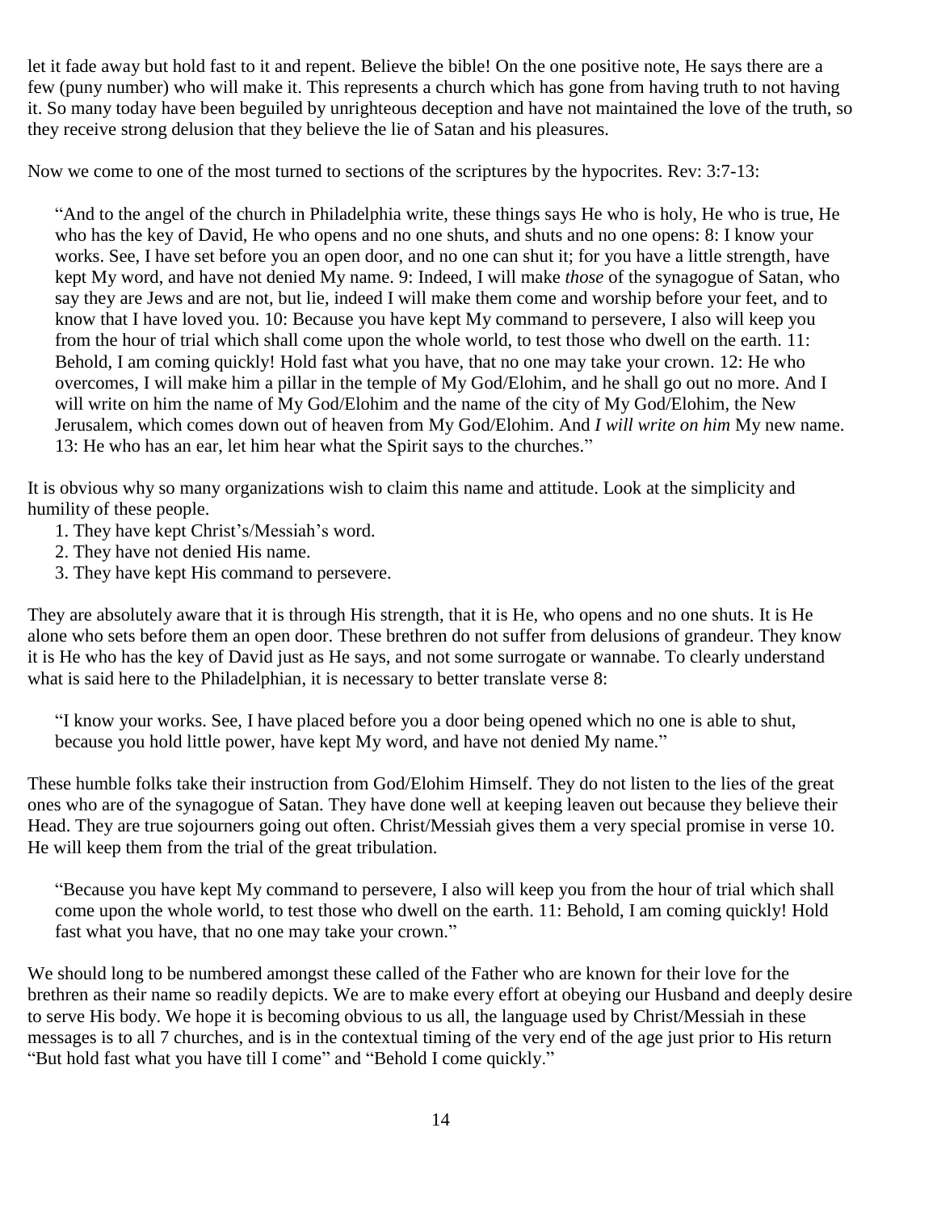let it fade away but hold fast to it and repent. Believe the bible! On the one positive note, He says there are a few (puny number) who will make it. This represents a church which has gone from having truth to not having it. So many today have been beguiled by unrighteous deception and have not maintained the love of the truth, so they receive strong delusion that they believe the lie of Satan and his pleasures.

Now we come to one of the most turned to sections of the scriptures by the hypocrites. Rev: 3:7-13:

> "And to the angel of the church in Philadelphia write, these things says He who is holy, He who is true, He who has the key of David, He who opens and no one shuts, and shuts and no one opens: 8: I know your works. See, I have set before you an open door, and no one can shut it; for you have a little strength, have kept My word, and have not denied My name. 9: Indeed, I will make *those* of the synagogue of Satan, who say they are Jews and are not, but lie, indeed I will make them come and worship before your feet, and to know that I have loved you. 10: Because you have kept My command to persevere, I also will keep you from the hour of trial which shall come upon the whole world, to test those who dwell on the earth. 11: Behold, I am coming quickly! Hold fast what you have, that no one may take your crown. 12: He who overcomes, I will make him a pillar in the temple of My God/Elohim, and he shall go out no more. And I will write on him the name of My God/Elohim and the name of the city of My God/Elohim, the New Jerusalem, which comes down out of heaven from My God/Elohim. And *I will write on him* My new name. 13: He who has an ear, let him hear what the Spirit says to the churches."

It is obvious why so many organizations wish to claim this name and attitude. Look at the simplicity and humility of these people.

1. They have kept Christ's/Messiah's word.
2. They have not denied His name.
3. They have kept His command to persevere.

They are absolutely aware that it is through His strength, that it is He, who opens and no one shuts. It is He alone who sets before them an open door. These brethren do not suffer from delusions of grandeur. They know it is He who has the key of David just as He says, and not some surrogate or wannabe. To clearly understand what is said here to the Philadelphian, it is necessary to better translate verse 8:

> "I know your works. See, I have placed before you a door being opened which no one is able to shut, because you hold little power, have kept My word, and have not denied My name."

These humble folks take their instruction from God/Elohim Himself. They do not listen to the lies of the great ones who are of the synagogue of Satan. They have done well at keeping leaven out because they believe their Head. They are true sojourners going out often. Christ/Messiah gives them a very special promise in verse 10. He will keep them from the trial of the great tribulation.

> "Because you have kept My command to persevere, I also will keep you from the hour of trial which shall come upon the whole world, to test those who dwell on the earth. 11: Behold, I am coming quickly! Hold fast what you have, that no one may take your crown."

We should long to be numbered amongst these called of the Father who are known for their love for the brethren as their name so readily depicts. We are to make every effort at obeying our Husband and deeply desire to serve His body. We hope it is becoming obvious to us all, the language used by Christ/Messiah in these messages is to all 7 churches, and is in the contextual timing of the very end of the age just prior to His return "But hold fast what you have till I come" and "Behold I come quickly."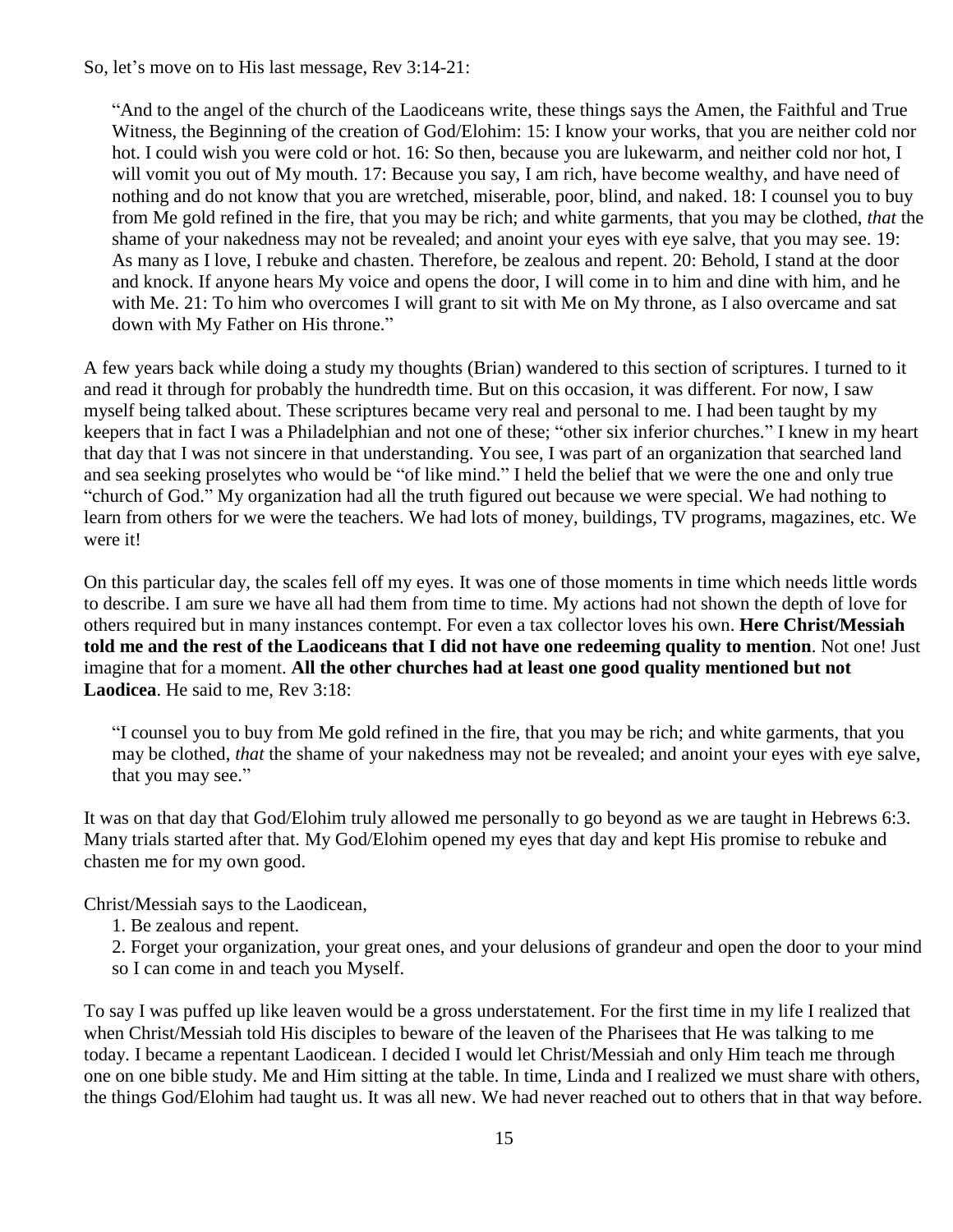So, let's move on to His last message, Rev 3:14-21:

> "And to the angel of the church of the Laodiceans write, these things says the Amen, the Faithful and True Witness, the Beginning of the creation of God/Elohim: 15: I know your works, that you are neither cold nor hot. I could wish you were cold or hot. 16: So then, because you are lukewarm, and neither cold nor hot, I will vomit you out of My mouth. 17: Because you say, I am rich, have become wealthy, and have need of nothing and do not know that you are wretched, miserable, poor, blind, and naked. 18: I counsel you to buy from Me gold refined in the fire, that you may be rich; and white garments, that you may be clothed, *that* the shame of your nakedness may not be revealed; and anoint your eyes with eye salve, that you may see. 19: As many as I love, I rebuke and chasten. Therefore, be zealous and repent. 20: Behold, I stand at the door and knock. If anyone hears My voice and opens the door, I will come in to him and dine with him, and he with Me. 21: To him who overcomes I will grant to sit with Me on My throne, as I also overcame and sat down with My Father on His throne."

A few years back while doing a study my thoughts (Brian) wandered to this section of scriptures. I turned to it and read it through for probably the hundredth time. But on this occasion, it was different. For now, I saw myself being talked about. These scriptures became very real and personal to me. I had been taught by my keepers that in fact I was a Philadelphian and not one of these; "other six inferior churches." I knew in my heart that day that I was not sincere in that understanding. You see, I was part of an organization that searched land and sea seeking proselytes who would be "of like mind." I held the belief that we were the one and only true "church of God." My organization had all the truth figured out because we were special. We had nothing to learn from others for we were the teachers. We had lots of money, buildings, TV programs, magazines, etc. We were it!

On this particular day, the scales fell off my eyes. It was one of those moments in time which needs little words to describe. I am sure we have all had them from time to time. My actions had not shown the depth of love for others required but in many instances contempt. For even a tax collector loves his own. **Here Christ/Messiah told me and the rest of the Laodiceans that I did not have one redeeming quality to mention**. Not one! Just imagine that for a moment. **All the other churches had at least one good quality mentioned but not Laodicea**. He said to me, Rev 3:18:

> "I counsel you to buy from Me gold refined in the fire, that you may be rich; and white garments, that you may be clothed, *that* the shame of your nakedness may not be revealed; and anoint your eyes with eye salve, that you may see."

It was on that day that God/Elohim truly allowed me personally to go beyond as we are taught in Hebrews 6:3. Many trials started after that. My God/Elohim opened my eyes that day and kept His promise to rebuke and chasten me for my own good.

Christ/Messiah says to the Laodicean,

1. Be zealous and repent.
2. Forget your organization, your great ones, and your delusions of grandeur and open the door to your mind so I can come in and teach you Myself.

To say I was puffed up like leaven would be a gross understatement. For the first time in my life I realized that when Christ/Messiah told His disciples to beware of the leaven of the Pharisees that He was talking to me today. I became a repentant Laodicean. I decided I would let Christ/Messiah and only Him teach me through one on one bible study. Me and Him sitting at the table. In time, Linda and I realized we must share with others, the things God/Elohim had taught us. It was all new. We had never reached out to others that in that way before.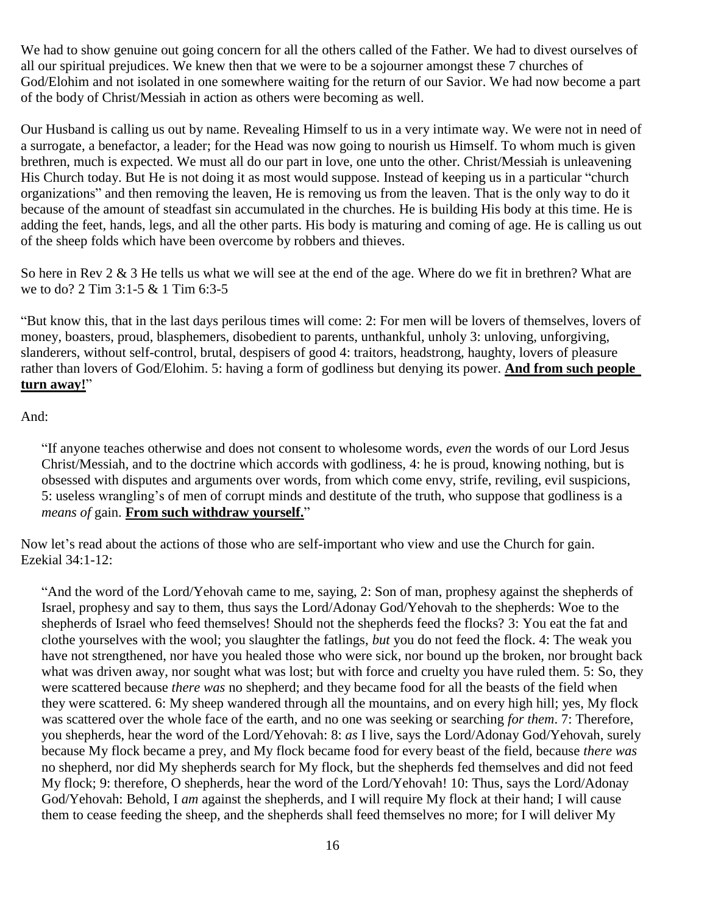We had to show genuine out going concern for all the others called of the Father. We had to divest ourselves of all our spiritual prejudices. We knew then that we were to be a sojourner amongst these 7 churches of God/Elohim and not isolated in one somewhere waiting for the return of our Savior. We had now become a part of the body of Christ/Messiah in action as others were becoming as well.

Our Husband is calling us out by name. Revealing Himself to us in a very intimate way. We were not in need of a surrogate, a benefactor, a leader; for the Head was now going to nourish us Himself. To whom much is given brethren, much is expected. We must all do our part in love, one unto the other. Christ/Messiah is unleavening His Church today. But He is not doing it as most would suppose. Instead of keeping us in a particular "church organizations" and then removing the leaven, He is removing us from the leaven. That is the only way to do it because of the amount of steadfast sin accumulated in the churches. He is building His body at this time. He is adding the feet, hands, legs, and all the other parts. His body is maturing and coming of age. He is calling us out of the sheep folds which have been overcome by robbers and thieves.

So here in Rev 2 & 3 He tells us what we will see at the end of the age. Where do we fit in brethren? What are we to do? 2 Tim 3:1-5 & 1 Tim 6:3-5

"But know this, that in the last days perilous times will come: 2: For men will be lovers of themselves, lovers of money, boasters, proud, blasphemers, disobedient to parents, unthankful, unholy 3: unloving, unforgiving, slanderers, without self-control, brutal, despisers of good 4: traitors, headstrong, haughty, lovers of pleasure rather than lovers of God/Elohim. 5: having a form of godliness but denying its power. <u>**And from such people turn away!**</u>"

And:

> "If anyone teaches otherwise and does not consent to wholesome words, *even* the words of our Lord Jesus Christ/Messiah, and to the doctrine which accords with godliness, 4: he is proud, knowing nothing, but is obsessed with disputes and arguments over words, from which come envy, strife, reviling, evil suspicions, 5: useless wrangling's of men of corrupt minds and destitute of the truth, who suppose that godliness is a *means of* gain. <u>**From such withdraw yourself.**</u>"

Now let's read about the actions of those who are self-important who view and use the Church for gain. Ezekial 34:1-12:

> "And the word of the Lord/Yehovah came to me, saying, 2: Son of man, prophesy against the shepherds of Israel, prophesy and say to them, thus says the Lord/Adonay God/Yehovah to the shepherds: Woe to the shepherds of Israel who feed themselves! Should not the shepherds feed the flocks? 3: You eat the fat and clothe yourselves with the wool; you slaughter the fatlings, *but* you do not feed the flock. 4: The weak you have not strengthened, nor have you healed those who were sick, nor bound up the broken, nor brought back what was driven away, nor sought what was lost; but with force and cruelty you have ruled them. 5: So, they were scattered because *there was* no shepherd; and they became food for all the beasts of the field when they were scattered. 6: My sheep wandered through all the mountains, and on every high hill; yes, My flock was scattered over the whole face of the earth, and no one was seeking or searching *for them*. 7: Therefore, you shepherds, hear the word of the Lord/Yehovah: 8: *as* I live, says the Lord/Adonay God/Yehovah, surely because My flock became a prey, and My flock became food for every beast of the field, because *there was* no shepherd, nor did My shepherds search for My flock, but the shepherds fed themselves and did not feed My flock; 9: therefore, O shepherds, hear the word of the Lord/Yehovah! 10: Thus, says the Lord/Adonay God/Yehovah: Behold, I *am* against the shepherds, and I will require My flock at their hand; I will cause them to cease feeding the sheep, and the shepherds shall feed themselves no more; for I will deliver My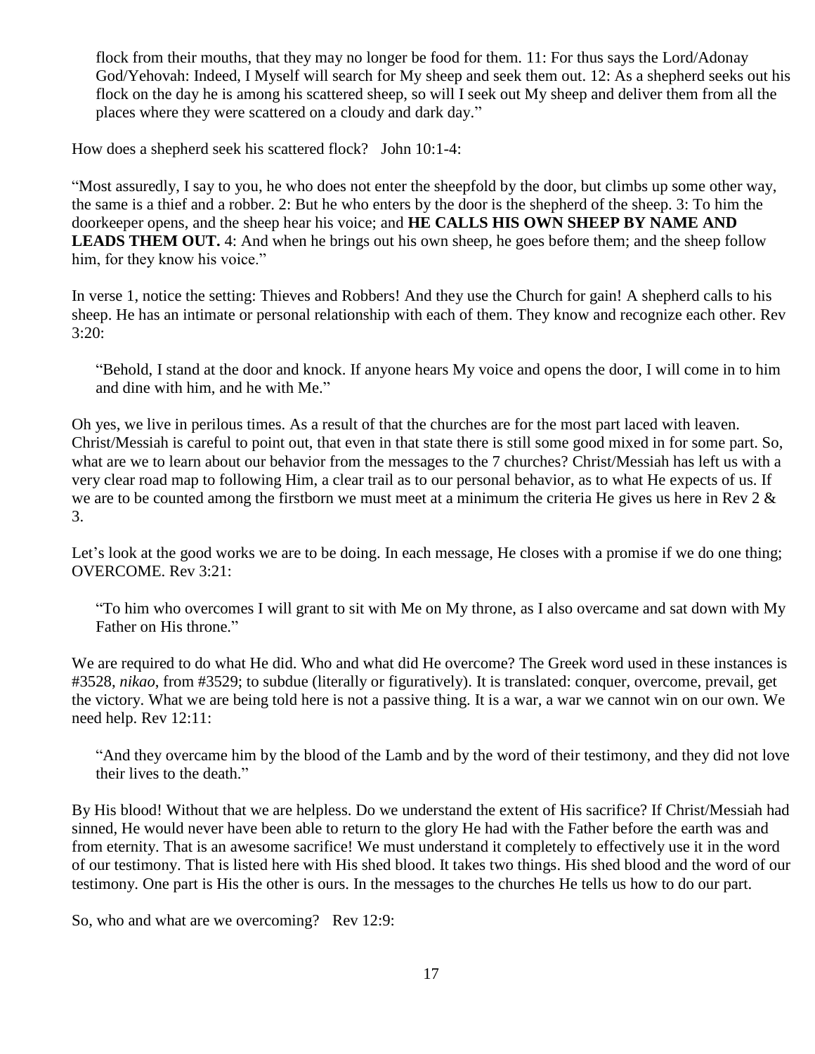flock from their mouths, that they may no longer be food for them. 11: For thus says the Lord/Adonay God/Yehovah: Indeed, I Myself will search for My sheep and seek them out. 12: As a shepherd seeks out his flock on the day he is among his scattered sheep, so will I seek out My sheep and deliver them from all the places where they were scattered on a cloudy and dark day."

How does a shepherd seek his scattered flock? John 10:1-4:

"Most assuredly, I say to you, he who does not enter the sheepfold by the door, but climbs up some other way, the same is a thief and a robber. 2: But he who enters by the door is the shepherd of the sheep. 3: To him the doorkeeper opens, and the sheep hear his voice; and **HE CALLS HIS OWN SHEEP BY NAME AND LEADS THEM OUT.** 4: And when he brings out his own sheep, he goes before them; and the sheep follow him, for they know his voice."

In verse 1, notice the setting: Thieves and Robbers! And they use the Church for gain! A shepherd calls to his sheep. He has an intimate or personal relationship with each of them. They know and recognize each other. Rev 3:20:

> "Behold, I stand at the door and knock. If anyone hears My voice and opens the door, I will come in to him and dine with him, and he with Me."

Oh yes, we live in perilous times. As a result of that the churches are for the most part laced with leaven. Christ/Messiah is careful to point out, that even in that state there is still some good mixed in for some part. So, what are we to learn about our behavior from the messages to the 7 churches? Christ/Messiah has left us with a very clear road map to following Him, a clear trail as to our personal behavior, as to what He expects of us. If we are to be counted among the firstborn we must meet at a minimum the criteria He gives us here in Rev 2 & 3.

Let's look at the good works we are to be doing. In each message, He closes with a promise if we do one thing; OVERCOME. Rev 3:21:

> "To him who overcomes I will grant to sit with Me on My throne, as I also overcame and sat down with My Father on His throne."

We are required to do what He did. Who and what did He overcome? The Greek word used in these instances is #3528, *nikao*, from #3529; to subdue (literally or figuratively). It is translated: conquer, overcome, prevail, get the victory. What we are being told here is not a passive thing. It is a war, a war we cannot win on our own. We need help. Rev 12:11:

> "And they overcame him by the blood of the Lamb and by the word of their testimony, and they did not love their lives to the death."

By His blood! Without that we are helpless. Do we understand the extent of His sacrifice? If Christ/Messiah had sinned, He would never have been able to return to the glory He had with the Father before the earth was and from eternity. That is an awesome sacrifice! We must understand it completely to effectively use it in the word of our testimony. That is listed here with His shed blood. It takes two things. His shed blood and the word of our testimony. One part is His the other is ours. In the messages to the churches He tells us how to do our part.

So, who and what are we overcoming? Rev 12:9: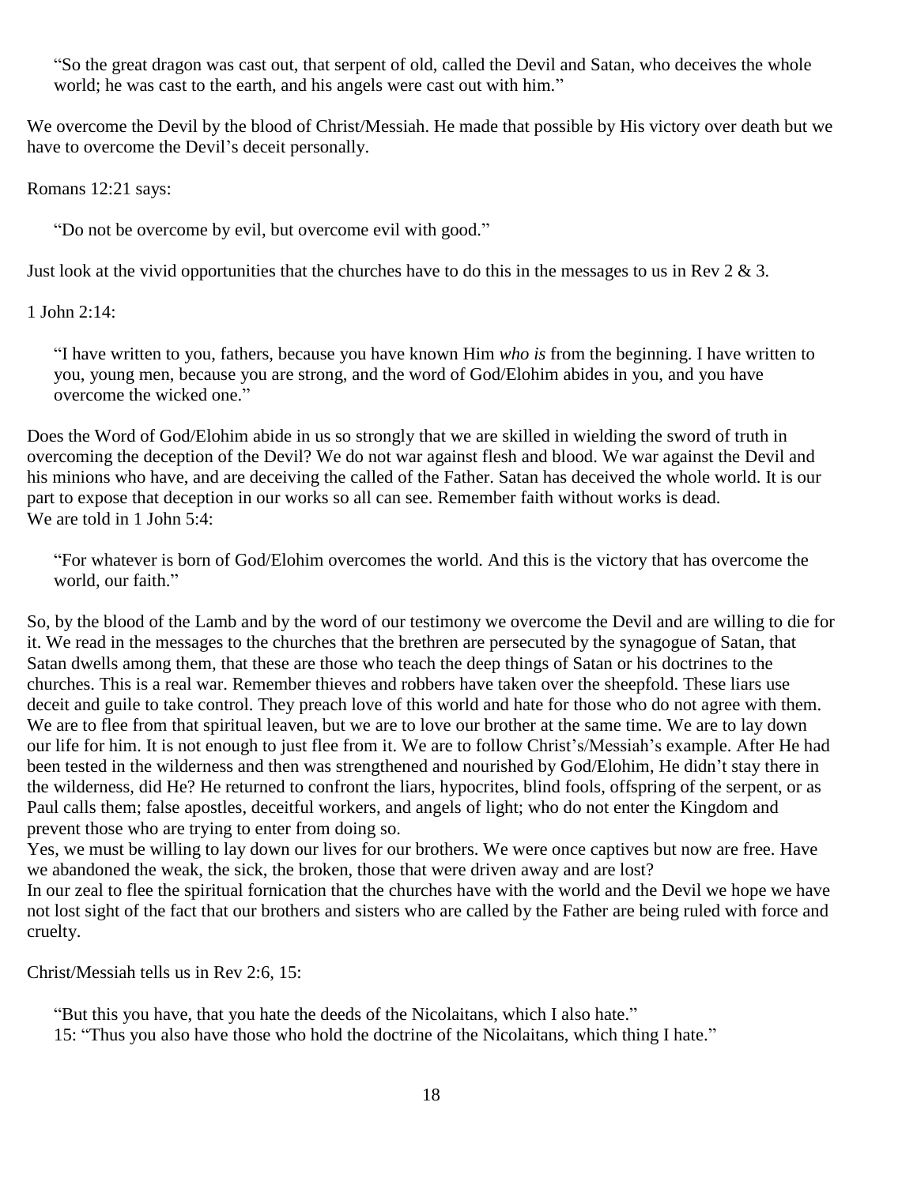> "So the great dragon was cast out, that serpent of old, called the Devil and Satan, who deceives the whole world; he was cast to the earth, and his angels were cast out with him."

We overcome the Devil by the blood of Christ/Messiah. He made that possible by His victory over death but we have to overcome the Devil's deceit personally.

Romans 12:21 says:

> "Do not be overcome by evil, but overcome evil with good."

Just look at the vivid opportunities that the churches have to do this in the messages to us in Rev 2 & 3.

1 John 2:14:

> "I have written to you, fathers, because you have known Him *who is* from the beginning. I have written to you, young men, because you are strong, and the word of God/Elohim abides in you, and you have overcome the wicked one."

Does the Word of God/Elohim abide in us so strongly that we are skilled in wielding the sword of truth in overcoming the deception of the Devil? We do not war against flesh and blood. We war against the Devil and his minions who have, and are deceiving the called of the Father. Satan has deceived the whole world. It is our part to expose that deception in our works so all can see. Remember faith without works is dead.
We are told in 1 John 5:4:

> "For whatever is born of God/Elohim overcomes the world. And this is the victory that has overcome the world, our faith."

So, by the blood of the Lamb and by the word of our testimony we overcome the Devil and are willing to die for it. We read in the messages to the churches that the brethren are persecuted by the synagogue of Satan, that Satan dwells among them, that these are those who teach the deep things of Satan or his doctrines to the churches. This is a real war. Remember thieves and robbers have taken over the sheepfold. These liars use deceit and guile to take control. They preach love of this world and hate for those who do not agree with them. We are to flee from that spiritual leaven, but we are to love our brother at the same time. We are to lay down our life for him. It is not enough to just flee from it. We are to follow Christ's/Messiah's example. After He had been tested in the wilderness and then was strengthened and nourished by God/Elohim, He didn't stay there in the wilderness, did He? He returned to confront the liars, hypocrites, blind fools, offspring of the serpent, or as Paul calls them; false apostles, deceitful workers, and angels of light; who do not enter the Kingdom and prevent those who are trying to enter from doing so.
Yes, we must be willing to lay down our lives for our brothers. We were once captives but now are free. Have we abandoned the weak, the sick, the broken, those that were driven away and are lost?
In our zeal to flee the spiritual fornication that the churches have with the world and the Devil we hope we have not lost sight of the fact that our brothers and sisters who are called by the Father are being ruled with force and cruelty.

Christ/Messiah tells us in Rev 2:6, 15:

> "But this you have, that you hate the deeds of the Nicolaitans, which I also hate."
> 15: "Thus you also have those who hold the doctrine of the Nicolaitans, which thing I hate."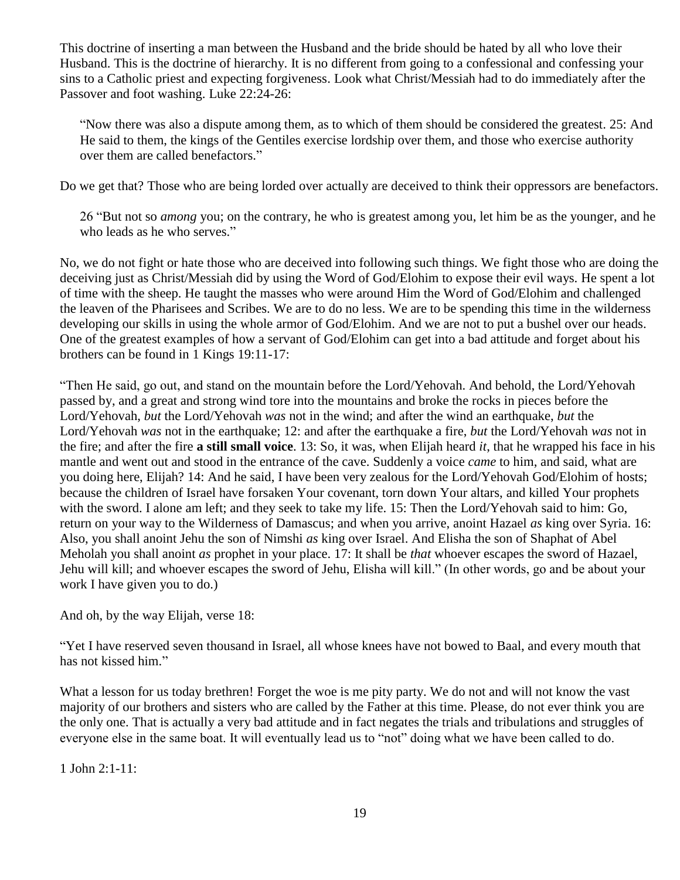This doctrine of inserting a man between the Husband and the bride should be hated by all who love their Husband. This is the doctrine of hierarchy. It is no different from going to a confessional and confessing your sins to a Catholic priest and expecting forgiveness. Look what Christ/Messiah had to do immediately after the Passover and foot washing. Luke 22:24-26:

> "Now there was also a dispute among them, as to which of them should be considered the greatest. 25: And He said to them, the kings of the Gentiles exercise lordship over them, and those who exercise authority over them are called benefactors."

Do we get that? Those who are being lorded over actually are deceived to think their oppressors are benefactors.

> 26 "But not so *among* you; on the contrary, he who is greatest among you, let him be as the younger, and he who leads as he who serves."

No, we do not fight or hate those who are deceived into following such things. We fight those who are doing the deceiving just as Christ/Messiah did by using the Word of God/Elohim to expose their evil ways. He spent a lot of time with the sheep. He taught the masses who were around Him the Word of God/Elohim and challenged the leaven of the Pharisees and Scribes. We are to do no less. We are to be spending this time in the wilderness developing our skills in using the whole armor of God/Elohim. And we are not to put a bushel over our heads. One of the greatest examples of how a servant of God/Elohim can get into a bad attitude and forget about his brothers can be found in 1 Kings 19:11-17:

"Then He said, go out, and stand on the mountain before the Lord/Yehovah. And behold, the Lord/Yehovah passed by, and a great and strong wind tore into the mountains and broke the rocks in pieces before the Lord/Yehovah, *but* the Lord/Yehovah *was* not in the wind; and after the wind an earthquake, *but* the Lord/Yehovah *was* not in the earthquake; 12: and after the earthquake a fire, *but* the Lord/Yehovah *was* not in the fire; and after the fire **a still small voice**. 13: So, it was, when Elijah heard *it*, that he wrapped his face in his mantle and went out and stood in the entrance of the cave. Suddenly a voice *came* to him, and said, what are you doing here, Elijah? 14: And he said, I have been very zealous for the Lord/Yehovah God/Elohim of hosts; because the children of Israel have forsaken Your covenant, torn down Your altars, and killed Your prophets with the sword. I alone am left; and they seek to take my life. 15: Then the Lord/Yehovah said to him: Go, return on your way to the Wilderness of Damascus; and when you arrive, anoint Hazael *as* king over Syria. 16: Also, you shall anoint Jehu the son of Nimshi *as* king over Israel. And Elisha the son of Shaphat of Abel Meholah you shall anoint *as* prophet in your place. 17: It shall be *that* whoever escapes the sword of Hazael, Jehu will kill; and whoever escapes the sword of Jehu, Elisha will kill." (In other words, go and be about your work I have given you to do.)

And oh, by the way Elijah, verse 18:

"Yet I have reserved seven thousand in Israel, all whose knees have not bowed to Baal, and every mouth that has not kissed him."

What a lesson for us today brethren! Forget the woe is me pity party. We do not and will not know the vast majority of our brothers and sisters who are called by the Father at this time. Please, do not ever think you are the only one. That is actually a very bad attitude and in fact negates the trials and tribulations and struggles of everyone else in the same boat. It will eventually lead us to "not" doing what we have been called to do.

1 John 2:1-11: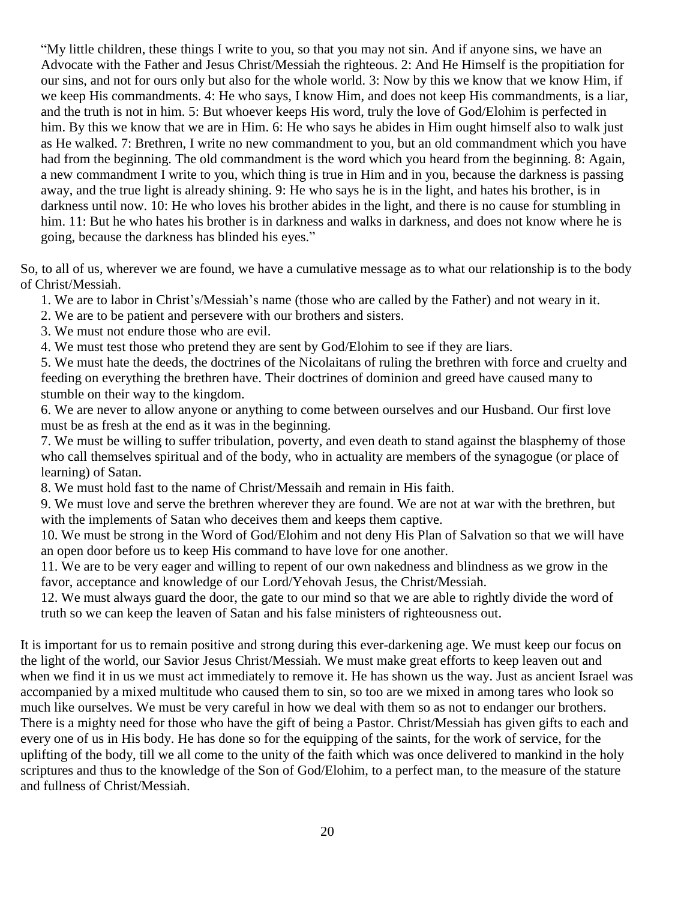> "My little children, these things I write to you, so that you may not sin. And if anyone sins, we have an Advocate with the Father and Jesus Christ/Messiah the righteous. 2: And He Himself is the propitiation for our sins, and not for ours only but also for the whole world. 3: Now by this we know that we know Him, if we keep His commandments. 4: He who says, I know Him, and does not keep His commandments, is a liar, and the truth is not in him. 5: But whoever keeps His word, truly the love of God/Elohim is perfected in him. By this we know that we are in Him. 6: He who says he abides in Him ought himself also to walk just as He walked. 7: Brethren, I write no new commandment to you, but an old commandment which you have had from the beginning. The old commandment is the word which you heard from the beginning. 8: Again, a new commandment I write to you, which thing is true in Him and in you, because the darkness is passing away, and the true light is already shining. 9: He who says he is in the light, and hates his brother, is in darkness until now. 10: He who loves his brother abides in the light, and there is no cause for stumbling in him. 11: But he who hates his brother is in darkness and walks in darkness, and does not know where he is going, because the darkness has blinded his eyes."

So, to all of us, wherever we are found, we have a cumulative message as to what our relationship is to the body of Christ/Messiah.

1. We are to labor in Christ's/Messiah's name (those who are called by the Father) and not weary in it.
2. We are to be patient and persevere with our brothers and sisters.
3. We must not endure those who are evil.
4. We must test those who pretend they are sent by God/Elohim to see if they are liars.
5. We must hate the deeds, the doctrines of the Nicolaitans of ruling the brethren with force and cruelty and feeding on everything the brethren have. Their doctrines of dominion and greed have caused many to stumble on their way to the kingdom.
6. We are never to allow anyone or anything to come between ourselves and our Husband. Our first love must be as fresh at the end as it was in the beginning.
7. We must be willing to suffer tribulation, poverty, and even death to stand against the blasphemy of those who call themselves spiritual and of the body, who in actuality are members of the synagogue (or place of learning) of Satan.
8. We must hold fast to the name of Christ/Messaih and remain in His faith.
9. We must love and serve the brethren wherever they are found. We are not at war with the brethren, but with the implements of Satan who deceives them and keeps them captive.
10. We must be strong in the Word of God/Elohim and not deny His Plan of Salvation so that we will have an open door before us to keep His command to have love for one another.
11. We are to be very eager and willing to repent of our own nakedness and blindness as we grow in the favor, acceptance and knowledge of our Lord/Yehovah Jesus, the Christ/Messiah.
12. We must always guard the door, the gate to our mind so that we are able to rightly divide the word of truth so we can keep the leaven of Satan and his false ministers of righteousness out.

It is important for us to remain positive and strong during this ever-darkening age. We must keep our focus on the light of the world, our Savior Jesus Christ/Messiah. We must make great efforts to keep leaven out and when we find it in us we must act immediately to remove it. He has shown us the way. Just as ancient Israel was accompanied by a mixed multitude who caused them to sin, so too are we mixed in among tares who look so much like ourselves. We must be very careful in how we deal with them so as not to endanger our brothers. There is a mighty need for those who have the gift of being a Pastor. Christ/Messiah has given gifts to each and every one of us in His body. He has done so for the equipping of the saints, for the work of service, for the uplifting of the body, till we all come to the unity of the faith which was once delivered to mankind in the holy scriptures and thus to the knowledge of the Son of God/Elohim, to a perfect man, to the measure of the stature and fullness of Christ/Messiah.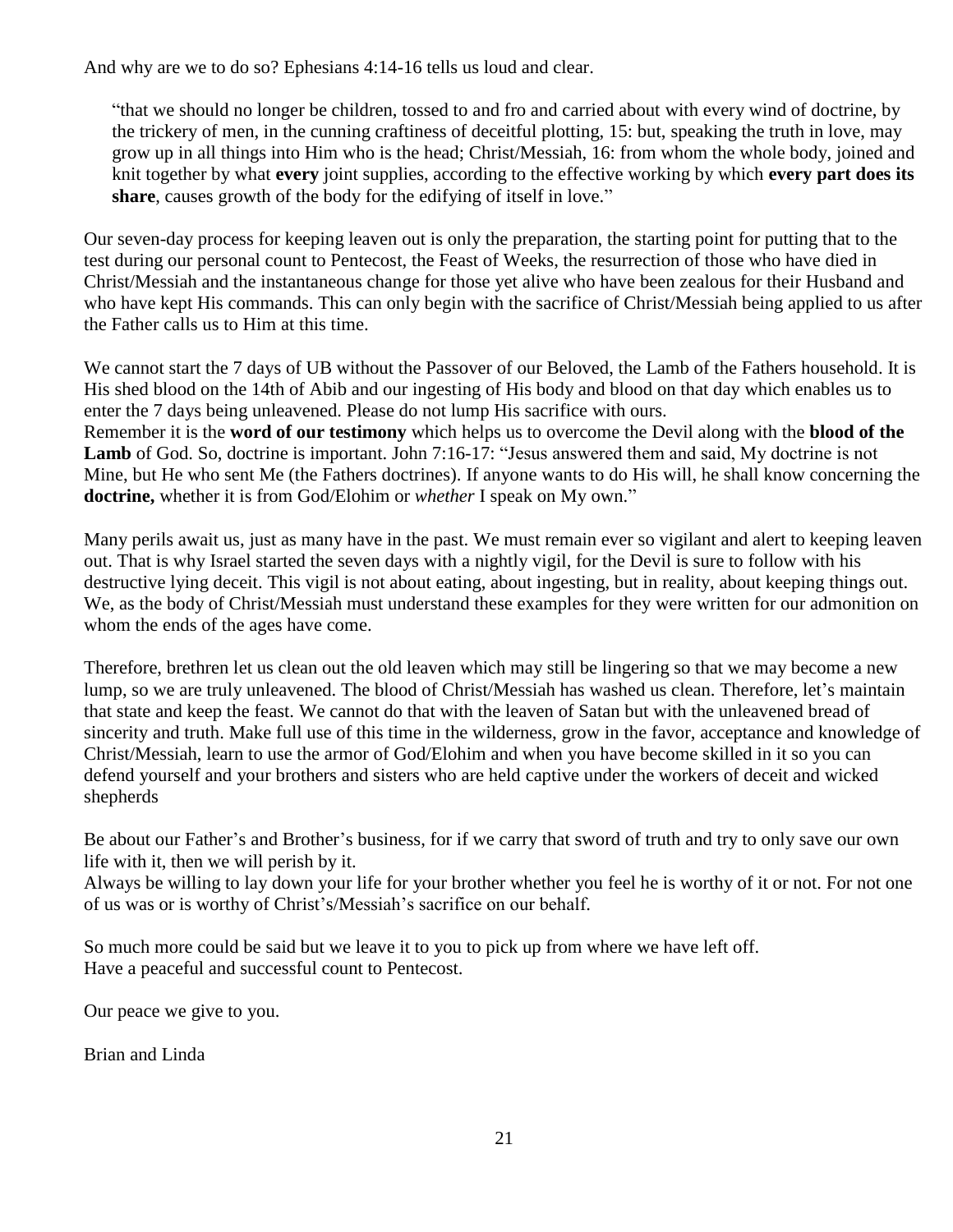And why are we to do so? Ephesians 4:14-16 tells us loud and clear.

> "that we should no longer be children, tossed to and fro and carried about with every wind of doctrine, by the trickery of men, in the cunning craftiness of deceitful plotting, 15: but, speaking the truth in love, may grow up in all things into Him who is the head; Christ/Messiah, 16: from whom the whole body, joined and knit together by what **every** joint supplies, according to the effective working by which **every part does its share**, causes growth of the body for the edifying of itself in love."

Our seven-day process for keeping leaven out is only the preparation, the starting point for putting that to the test during our personal count to Pentecost, the Feast of Weeks, the resurrection of those who have died in Christ/Messiah and the instantaneous change for those yet alive who have been zealous for their Husband and who have kept His commands. This can only begin with the sacrifice of Christ/Messiah being applied to us after the Father calls us to Him at this time.

We cannot start the 7 days of UB without the Passover of our Beloved, the Lamb of the Fathers household. It is His shed blood on the 14th of Abib and our ingesting of His body and blood on that day which enables us to enter the 7 days being unleavened. Please do not lump His sacrifice with ours.
Remember it is the **word of our testimony** which helps us to overcome the Devil along with the **blood of the Lamb** of God. So, doctrine is important. John 7:16-17: "Jesus answered them and said, My doctrine is not Mine, but He who sent Me (the Fathers doctrines). If anyone wants to do His will, he shall know concerning the **doctrine,** whether it is from God/Elohim or *whether* I speak on My own."

Many perils await us, just as many have in the past. We must remain ever so vigilant and alert to keeping leaven out. That is why Israel started the seven days with a nightly vigil, for the Devil is sure to follow with his destructive lying deceit. This vigil is not about eating, about ingesting, but in reality, about keeping things out. We, as the body of Christ/Messiah must understand these examples for they were written for our admonition on whom the ends of the ages have come.

Therefore, brethren let us clean out the old leaven which may still be lingering so that we may become a new lump, so we are truly unleavened. The blood of Christ/Messiah has washed us clean. Therefore, let's maintain that state and keep the feast. We cannot do that with the leaven of Satan but with the unleavened bread of sincerity and truth. Make full use of this time in the wilderness, grow in the favor, acceptance and knowledge of Christ/Messiah, learn to use the armor of God/Elohim and when you have become skilled in it so you can defend yourself and your brothers and sisters who are held captive under the workers of deceit and wicked shepherds

Be about our Father's and Brother's business, for if we carry that sword of truth and try to only save our own life with it, then we will perish by it.
Always be willing to lay down your life for your brother whether you feel he is worthy of it or not. For not one of us was or is worthy of Christ's/Messiah's sacrifice on our behalf.

So much more could be said but we leave it to you to pick up from where we have left off.
Have a peaceful and successful count to Pentecost.

Our peace we give to you.

Brian and Linda